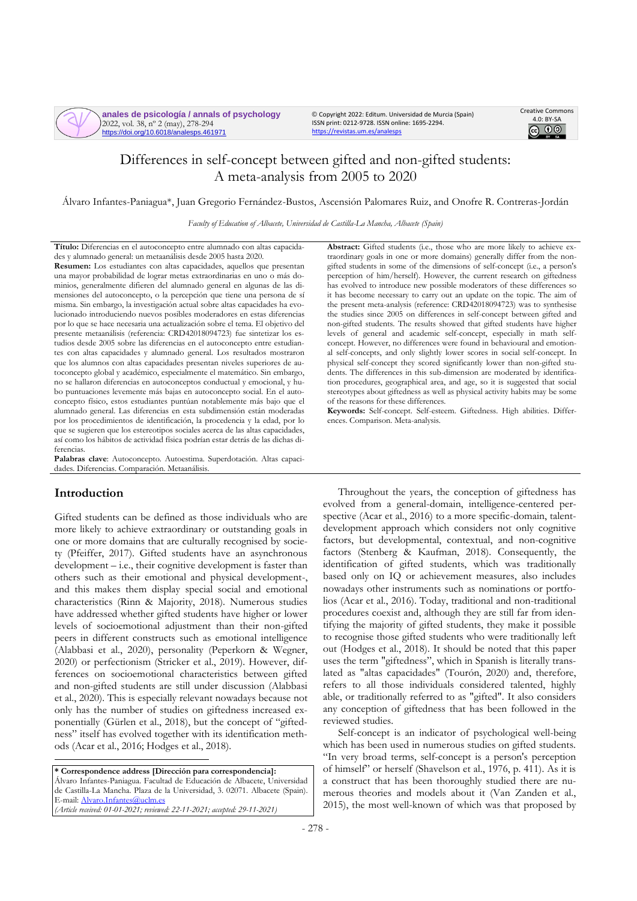# Differences in self-concept between gifted and non-gifted students: A meta-analysis from 2005 to 2020

Álvaro Infantes-Paniagua*, Juan Gregorio Fernández-Bustos, Ascensión Palomares Ruiz, and Onofre R. Contreras-Jordán

*Faculty of Education of Albacete, Universidad de Castilla-La Mancha, Albacete (Spain)*

**Título:** Diferencias en el autoconcepto entre alumnado con altas capacidades y alumnado general: un metaanálisis desde 2005 hasta 2020.

**Resumen:** Los estudiantes con altas capacidades, aquellos que presentan una mayor probabilidad de lograr metas extraordinarias en uno o más dominios, generalmente difieren del alumnado general en algunas de las dimensiones del autoconcepto, o la percepción que tiene una persona de sí misma. Sin embargo, la investigación actual sobre altas capacidades ha evolucionado introduciendo nuevos posibles moderadores en estas diferencias por lo que se hace necesaria una actualización sobre el tema. El objetivo del presente metaanálisis (referencia: CRD42018094723) fue sintetizar los estudios desde 2005 sobre las diferencias en el autoconcepto entre estudiantes con altas capacidades y alumnado general. Los resultados mostraron que los alumnos con altas capacidades presentan niveles superiores de autoconcepto global y académico, especialmente el matemático. Sin embargo, no se hallaron diferencias en autoconceptos conductual y emocional, y hubo puntuaciones levemente más bajas en autoconcepto social. En el autoconcepto físico, estos estudiantes puntúan notablemente más bajo que el alumnado general. Las diferencias en esta subdimensión están moderadas por los procedimientos de identificación, la procedencia y la edad, por lo que se sugieren que los estereotipos sociales acerca de las altas capacidades, así como los hábitos de actividad física podrían estar detrás de las dichas diferencias.

**Palabras clave**: Autoconcepto. Autoestima. Superdotación. Altas capacidades. Diferencias. Comparación. Metaanálisis.

**Abstract:** Gifted students (i.e., those who are more likely to achieve extraordinary goals in one or more domains) generally differ from the non-gifted students in some of the dimensions of self-concept (i.e., a person's perception of him/herself). However, the current research on giftedness has evolved to introduce new possible moderators of these differences so it has become necessary to carry out an update on the topic. The aim of the present meta-analysis (reference: CRD42018094723) was to synthesise the studies since 2005 on differences in self-concept between gifted and non-gifted students. The results showed that gifted students have higher levels of general and academic self-concept, especially in math self-concept. However, no differences were found in behavioural and emotional self-concepts, and only slightly lower scores in social self-concept. In physical self-concept they scored significantly lower than non-gifted students. The differences in this sub-dimension are moderated by identification procedures, geographical area, and age, so it is suggested that social stereotypes about giftedness as well as physical activity habits may be some of the reasons for these differences.

**Keywords:** Self-concept. Self-esteem. Giftedness. High abilities. Differences. Comparison. Meta-analysis.

## Introduction

Gifted students can be defined as those individuals who are more likely to achieve extraordinary or outstanding goals in one or more domains that are culturally recognised by society (Pfeiffer, 2017). Gifted students have an asynchronous development – i.e., their cognitive development is faster than others such as their emotional and physical development-, and this makes them display special social and emotional characteristics (Rinn & Majority, 2018). Numerous studies have addressed whether gifted students have higher or lower levels of socioemotional adjustment than their non-gifted peers in different constructs such as emotional intelligence (Alabbasi et al., 2020), personality (Peperkorn & Wegner, 2020) or perfectionism (Stricker et al., 2019). However, differences on socioemotional characteristics between gifted and non-gifted students are still under discussion (Alabbasi et al., 2020). This is especially relevant nowadays because not only has the number of studies on giftedness increased exponentially (Gürlen et al., 2018), but the concept of "giftedness" itself has evolved together with its identification methods (Acar et al., 2016; Hodges et al., 2018).

Throughout the years, the conception of giftedness has evolved from a general-domain, intelligence-centered perspective (Acar et al., 2016) to a more specific-domain, talent-development approach which considers not only cognitive factors, but developmental, contextual, and non-cognitive factors (Stenberg & Kaufman, 2018). Consequently, the identification of gifted students, which was traditionally based only on IQ or achievement measures, also includes nowadays other instruments such as nominations or portfolios (Acar et al., 2016). Today, traditional and non-traditional procedures coexist and, although they are still far from identifying the majority of gifted students, they make it possible to recognise those gifted students who were traditionally left out (Hodges et al., 2018). It should be noted that this paper uses the term "giftedness", which in Spanish is literally translated as "altas capacidades" (Tourón, 2020) and, therefore, refers to all those individuals considered talented, highly able, or traditionally referred to as "gifted". It also considers any conception of giftedness that has been followed in the reviewed studies.

Self-concept is an indicator of psychological well-being which has been used in numerous studies on gifted students. "In very broad terms, self-concept is a person's perception of himself" or herself (Shavelson et al., 1976, p. 411). As it is a construct that has been thoroughly studied there are numerous theories and models about it (Van Zanden et al., 2015), the most well-known of which was that proposed by

---

**\* Correspondence address [Dirección para correspondencia]:**
Álvaro Infantes-Paniagua. Facultad de Educación de Albacete, Universidad de Castilla-La Mancha. Plaza de la Universidad, 3. 02071. Albacete (Spain). E-mail: Alvaro.Infantes@uclm.es
*(Article received: 01-01-2021; reviewed: 22-11-2021; accepted: 29-11-2021)*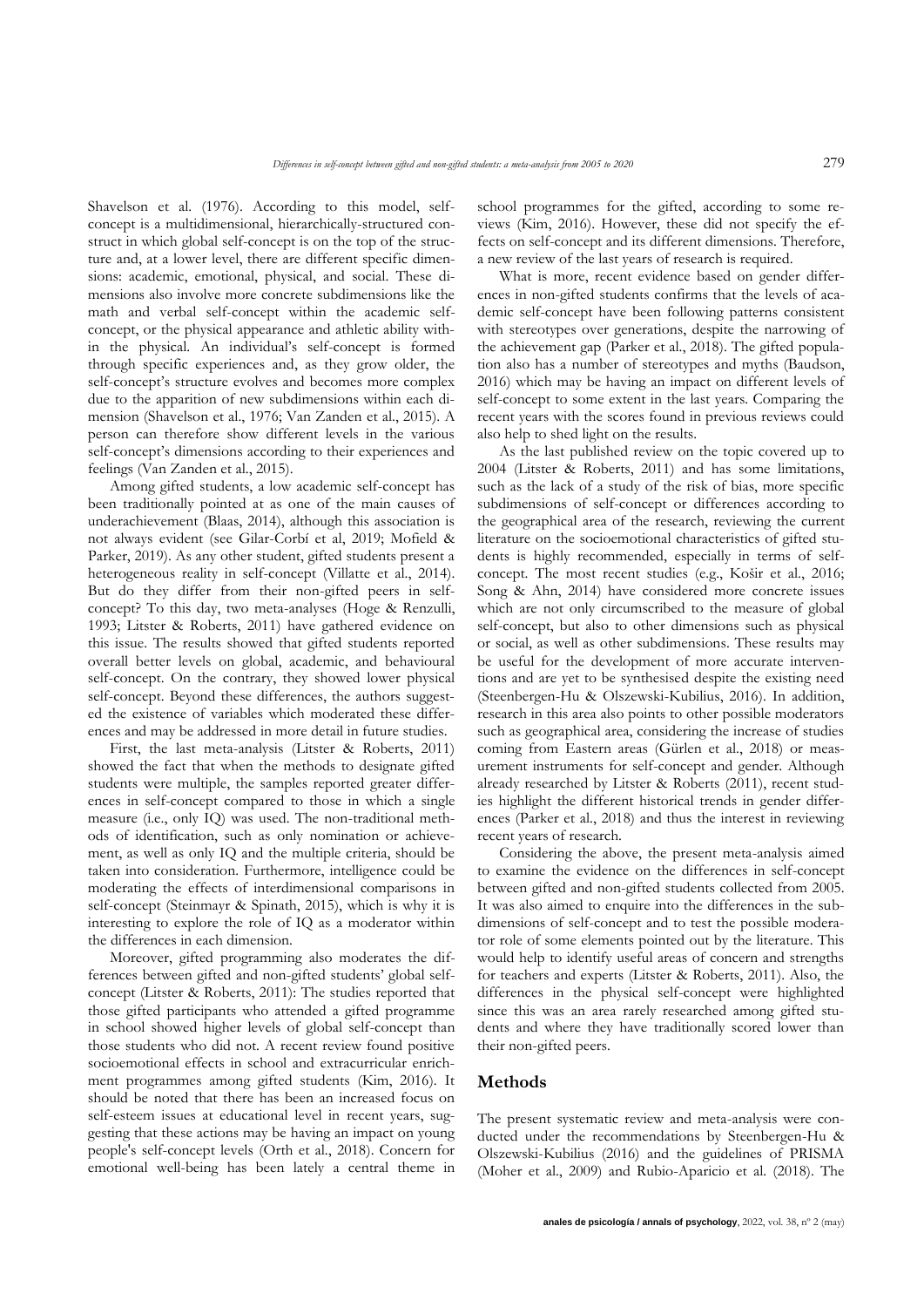Shavelson et al. (1976). According to this model, self-concept is a multidimensional, hierarchically-structured construct in which global self-concept is on the top of the structure and, at a lower level, there are different specific dimensions: academic, emotional, physical, and social. These dimensions also involve more concrete subdimensions like the math and verbal self-concept within the academic self-concept, or the physical appearance and athletic ability within the physical. An individual's self-concept is formed through specific experiences and, as they grow older, the self-concept's structure evolves and becomes more complex due to the apparition of new subdimensions within each dimension (Shavelson et al., 1976; Van Zanden et al., 2015). A person can therefore show different levels in the various self-concept's dimensions according to their experiences and feelings (Van Zanden et al., 2015).

Among gifted students, a low academic self-concept has been traditionally pointed at as one of the main causes of underachievement (Blaas, 2014), although this association is not always evident (see Gilar-Corbí et al, 2019; Mofield & Parker, 2019). As any other student, gifted students present a heterogeneous reality in self-concept (Villatte et al., 2014). But do they differ from their non-gifted peers in self-concept? To this day, two meta-analyses (Hoge & Renzulli, 1993; Litster & Roberts, 2011) have gathered evidence on this issue. The results showed that gifted students reported overall better levels on global, academic, and behavioural self-concept. On the contrary, they showed lower physical self-concept. Beyond these differences, the authors suggested the existence of variables which moderated these differences and may be addressed in more detail in future studies.

First, the last meta-analysis (Litster & Roberts, 2011) showed the fact that when the methods to designate gifted students were multiple, the samples reported greater differences in self-concept compared to those in which a single measure (i.e., only IQ) was used. The non-traditional methods of identification, such as only nomination or achievement, as well as only IQ and the multiple criteria, should be taken into consideration. Furthermore, intelligence could be moderating the effects of interdimensional comparisons in self-concept (Steinmayr & Spinath, 2015), which is why it is interesting to explore the role of IQ as a moderator within the differences in each dimension.

Moreover, gifted programming also moderates the differences between gifted and non-gifted students' global self-concept (Litster & Roberts, 2011): The studies reported that those gifted participants who attended a gifted programme in school showed higher levels of global self-concept than those students who did not. A recent review found positive socioemotional effects in school and extracurricular enrichment programmes among gifted students (Kim, 2016). It should be noted that there has been an increased focus on self-esteem issues at educational level in recent years, suggesting that these actions may be having an impact on young people's self-concept levels (Orth et al., 2018). Concern for emotional well-being has been lately a central theme in school programmes for the gifted, according to some reviews (Kim, 2016). However, these did not specify the effects on self-concept and its different dimensions. Therefore, a new review of the last years of research is required.

What is more, recent evidence based on gender differences in non-gifted students confirms that the levels of academic self-concept have been following patterns consistent with stereotypes over generations, despite the narrowing of the achievement gap (Parker et al., 2018). The gifted population also has a number of stereotypes and myths (Baudson, 2016) which may be having an impact on different levels of self-concept to some extent in the last years. Comparing the recent years with the scores found in previous reviews could also help to shed light on the results.

As the last published review on the topic covered up to 2004 (Litster & Roberts, 2011) and has some limitations, such as the lack of a study of the risk of bias, more specific subdimensions of self-concept or differences according to the geographical area of the research, reviewing the current literature on the socioemotional characteristics of gifted students is highly recommended, especially in terms of self-concept. The most recent studies (e.g., Košir et al., 2016; Song & Ahn, 2014) have considered more concrete issues which are not only circumscribed to the measure of global self-concept, but also to other dimensions such as physical or social, as well as other subdimensions. These results may be useful for the development of more accurate interventions and are yet to be synthesised despite the existing need (Steenbergen-Hu & Olszewski-Kubilius, 2016). In addition, research in this area also points to other possible moderators such as geographical area, considering the increase of studies coming from Eastern areas (Gürlen et al., 2018) or measurement instruments for self-concept and gender. Although already researched by Litster & Roberts (2011), recent studies highlight the different historical trends in gender differences (Parker et al., 2018) and thus the interest in reviewing recent years of research.

Considering the above, the present meta-analysis aimed to examine the evidence on the differences in self-concept between gifted and non-gifted students collected from 2005. It was also aimed to enquire into the differences in the subdimensions of self-concept and to test the possible moderator role of some elements pointed out by the literature. This would help to identify useful areas of concern and strengths for teachers and experts (Litster & Roberts, 2011). Also, the differences in the physical self-concept were highlighted since this was an area rarely researched among gifted students and where they have traditionally scored lower than their non-gifted peers.

## Methods

The present systematic review and meta-analysis were conducted under the recommendations by Steenbergen-Hu & Olszewski-Kubilius (2016) and the guidelines of PRISMA (Moher et al., 2009) and Rubio-Aparicio et al. (2018). The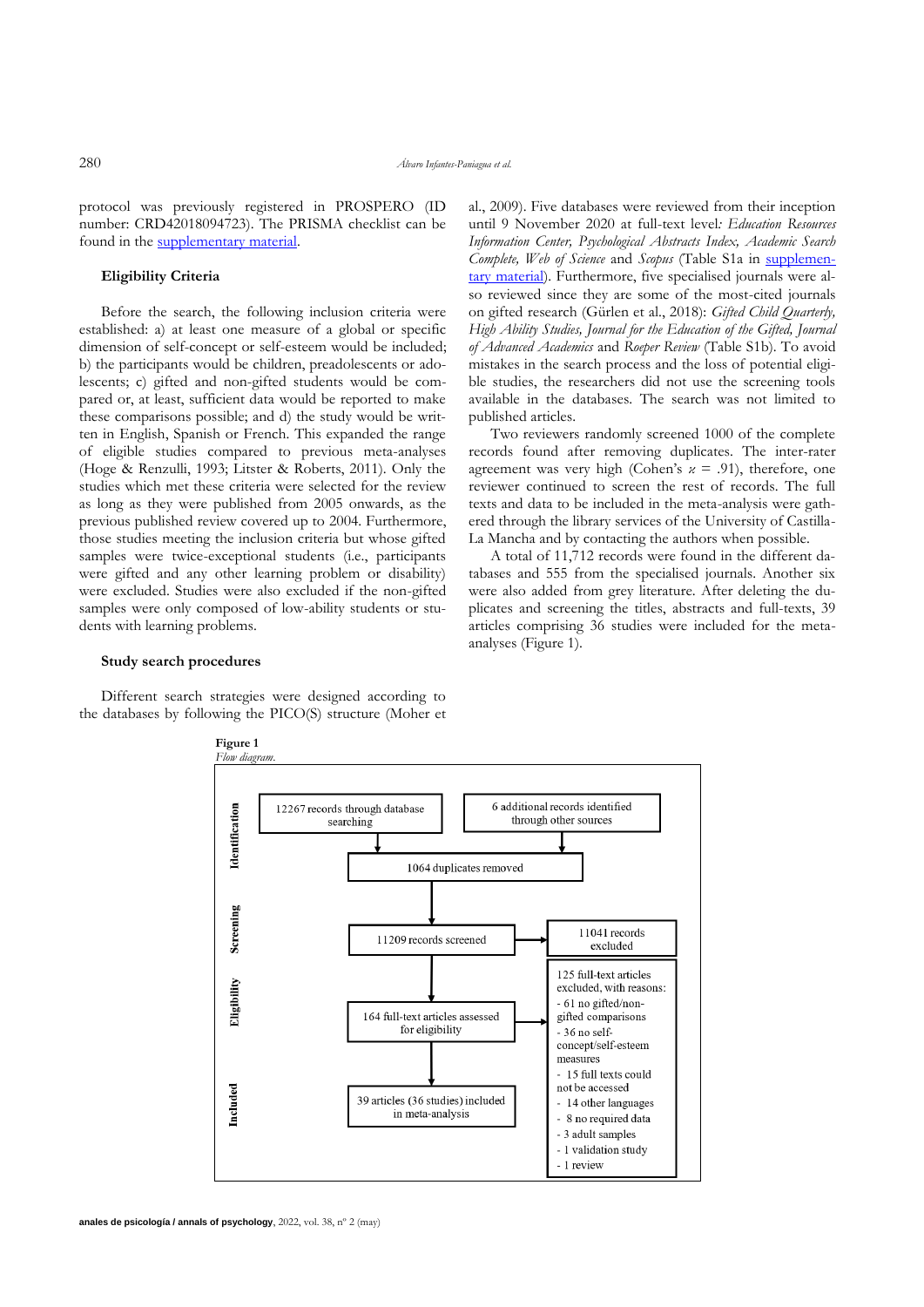protocol was previously registered in PROSPERO (ID number: CRD42018094723). The PRISMA checklist can be found in the supplementary material.

### Eligibility Criteria

Before the search, the following inclusion criteria were established: a) at least one measure of a global or specific dimension of self-concept or self-esteem would be included; b) the participants would be children, preadolescents or adolescents; c) gifted and non-gifted students would be compared or, at least, sufficient data would be reported to make these comparisons possible; and d) the study would be written in English, Spanish or French. This expanded the range of eligible studies compared to previous meta-analyses (Hoge & Renzulli, 1993; Litster & Roberts, 2011). Only the studies which met these criteria were selected for the review as long as they were published from 2005 onwards, as the previous published review covered up to 2004. Furthermore, those studies meeting the inclusion criteria but whose gifted samples were twice-exceptional students (i.e., participants were gifted and any other learning problem or disability) were excluded. Studies were also excluded if the non-gifted samples were only composed of low-ability students or students with learning problems.

### Study search procedures

Different search strategies were designed according to the databases by following the PICO(S) structure (Moher et al., 2009). Five databases were reviewed from their inception until 9 November 2020 at full-text level*: Education Resources Information Center, Psychological Abstracts Index, Academic Search Complete, Web of Science* and *Scopus* (Table S1a in supplementary material). Furthermore, five specialised journals were also reviewed since they are some of the most-cited journals on gifted research (Gürlen et al., 2018): *Gifted Child Quarterly, High Ability Studies, Journal for the Education of the Gifted, Journal of Advanced Academics* and *Roeper Review* (Table S1b). To avoid mistakes in the search process and the loss of potential eligible studies, the researchers did not use the screening tools available in the databases. The search was not limited to published articles.

Two reviewers randomly screened 1000 of the complete records found after removing duplicates. The inter-rater agreement was very high (Cohen's $\kappa$ = .91), therefore, one reviewer continued to screen the rest of records. The full texts and data to be included in the meta-analysis were gathered through the library services of the University of Castilla-La Mancha and by contacting the authors when possible.

A total of 11,712 records were found in the different databases and 555 from the specialised journals. Another six were also added from grey literature. After deleting the duplicates and screening the titles, abstracts and full-texts, 39 articles comprising 36 studies were included for the meta-analyses (Figure 1).

**Figure 1**
*Flow diagram.*

**Identification**
- 12267 records through database searching
- 6 additional records identified through other sources
- 1064 duplicates removed

**Screening**
- 11209 records screened
- 11041 records excluded

**Eligibility**
- 164 full-text articles assessed for eligibility
- 125 full-text articles excluded, with reasons:
  - 61 no gifted/non-gifted comparisons
  - 36 no self-concept/self-esteem measures
  - 15 full texts could not be accessed
  - 14 other languages
  - 8 no required data
  - 3 adult samples
  - 1 validation study
  - 1 review

**Included**
- 39 articles (36 studies) included in meta-analysis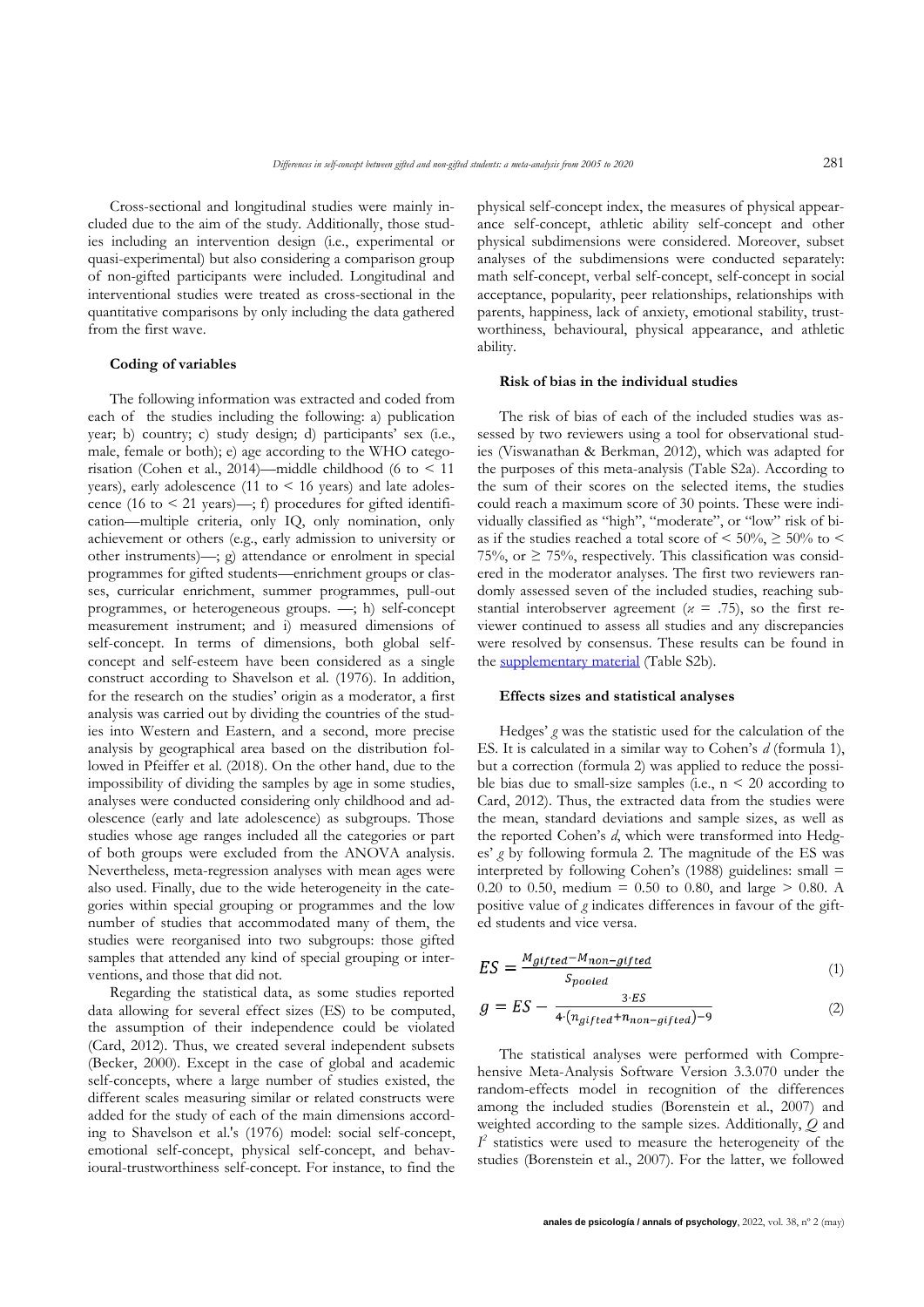Cross-sectional and longitudinal studies were mainly included due to the aim of the study. Additionally, those studies including an intervention design (i.e., experimental or quasi-experimental) but also considering a comparison group of non-gifted participants were included. Longitudinal and interventional studies were treated as cross-sectional in the quantitative comparisons by only including the data gathered from the first wave.

### Coding of variables

The following information was extracted and coded from each of the studies including the following: a) publication year; b) country; c) study design; d) participants' sex (i.e., male, female or both); e) age according to the WHO categorisation (Cohen et al., 2014)—middle childhood (6 to < 11 years), early adolescence (11 to < 16 years) and late adolescence (16 to < 21 years)—; f) procedures for gifted identification—multiple criteria, only IQ, only nomination, only achievement or others (e.g., early admission to university or other instruments)—; g) attendance or enrolment in special programmes for gifted students—enrichment groups or classes, curricular enrichment, summer programmes, pull-out programmes, or heterogeneous groups. —; h) self-concept measurement instrument; and i) measured dimensions of self-concept. In terms of dimensions, both global self-concept and self-esteem have been considered as a single construct according to Shavelson et al. (1976). In addition, for the research on the studies' origin as a moderator, a first analysis was carried out by dividing the countries of the studies into Western and Eastern, and a second, more precise analysis by geographical area based on the distribution followed in Pfeiffer et al. (2018). On the other hand, due to the impossibility of dividing the samples by age in some studies, analyses were conducted considering only childhood and adolescence (early and late adolescence) as subgroups. Those studies whose age ranges included all the categories or part of both groups were excluded from the ANOVA analysis. Nevertheless, meta-regression analyses with mean ages were also used. Finally, due to the wide heterogeneity in the categories within special grouping or programmes and the low number of studies that accommodated many of them, the studies were reorganised into two subgroups: those gifted samples that attended any kind of special grouping or interventions, and those that did not.

Regarding the statistical data, as some studies reported data allowing for several effect sizes (ES) to be computed, the assumption of their independence could be violated (Card, 2012). Thus, we created several independent subsets (Becker, 2000). Except in the case of global and academic self-concepts, where a large number of studies existed, the different scales measuring similar or related constructs were added for the study of each of the main dimensions according to Shavelson et al.'s (1976) model: social self-concept, emotional self-concept, physical self-concept, and behavioural-trustworthiness self-concept. For instance, to find the physical self-concept index, the measures of physical appearance self-concept, athletic ability self-concept and other physical subdimensions were considered. Moreover, subset analyses of the subdimensions were conducted separately: math self-concept, verbal self-concept, self-concept in social acceptance, popularity, peer relationships, relationships with parents, happiness, lack of anxiety, emotional stability, trustworthiness, behavioural, physical appearance, and athletic ability.

### Risk of bias in the individual studies

The risk of bias of each of the included studies was assessed by two reviewers using a tool for observational studies (Viswanathan & Berkman, 2012), which was adapted for the purposes of this meta-analysis (Table S2a). According to the sum of their scores on the selected items, the studies could reach a maximum score of 30 points. These were individually classified as "high", "moderate", or "low" risk of bias if the studies reached a total score of < 50%, ≥ 50% to < 75%, or ≥ 75%, respectively. This classification was considered in the moderator analyses. The first two reviewers randomly assessed seven of the included studies, reaching substantial interobserver agreement ($\kappa$ = .75), so the first reviewer continued to assess all studies and any discrepancies were resolved by consensus. These results can be found in the supplementary material (Table S2b).

### Effects sizes and statistical analyses

Hedges' *g* was the statistic used for the calculation of the ES. It is calculated in a similar way to Cohen's *d* (formula 1), but a correction (formula 2) was applied to reduce the possible bias due to small-size samples (i.e., n < 20 according to Card, 2012). Thus, the extracted data from the studies were the mean, standard deviations and sample sizes, as well as the reported Cohen's *d*, which were transformed into Hedges' *g* by following formula 2. The magnitude of the ES was interpreted by following Cohen's (1988) guidelines: small = 0.20 to 0.50, medium = 0.50 to 0.80, and large > 0.80. A positive value of *g* indicates differences in favour of the gifted students and vice versa.

$$ES = \frac{M_{gifted} - M_{non-gifted}}{S_{pooled}} \tag{1}$$

$$g = ES - \frac{3 \cdot ES}{4 \cdot (n_{gifted} + n_{non-gifted}) - 9} \tag{2}$$

The statistical analyses were performed with Comprehensive Meta-Analysis Software Version 3.3.070 under the random-effects model in recognition of the differences among the included studies (Borenstein et al., 2007) and weighted according to the sample sizes. Additionally, $Q$ and $I^2$ statistics were used to measure the heterogeneity of the studies (Borenstein et al., 2007). For the latter, we followed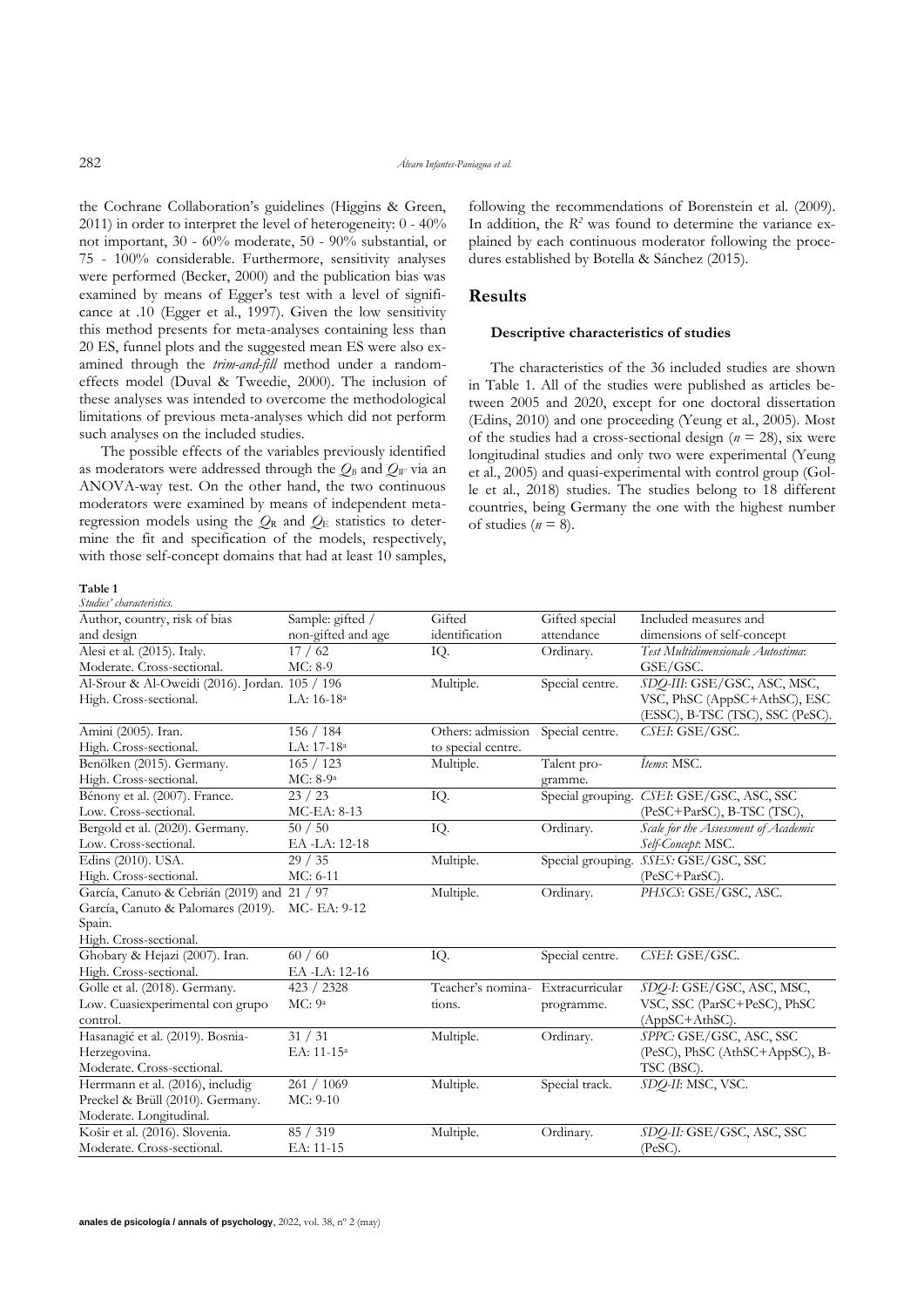the Cochrane Collaboration's guidelines (Higgins & Green, 2011) in order to interpret the level of heterogeneity: 0 - 40% not important, 30 - 60% moderate, 50 - 90% substantial, or 75 - 100% considerable. Furthermore, sensitivity analyses were performed (Becker, 2000) and the publication bias was examined by means of Egger's test with a level of significance at .10 (Egger et al., 1997). Given the low sensitivity this method presents for meta-analyses containing less than 20 ES, funnel plots and the suggested mean ES were also examined through the *trim-and-fill* method under a random-effects model (Duval & Tweedie, 2000). The inclusion of these analyses was intended to overcome the methodological limitations of previous meta-analyses which did not perform such analyses on the included studies.

The possible effects of the variables previously identified as moderators were addressed through the $Q_B$ and $Q_W$ via an ANOVA-way test. On the other hand, the two continuous moderators were examined by means of independent meta-regression models using the $Q_R$ and $Q_E$ statistics to determine the fit and specification of the models, respectively, with those self-concept domains that had at least 10 samples, following the recommendations of Borenstein et al. (2009). In addition, the $R^2$ was found to determine the variance explained by each continuous moderator following the procedures established by Botella & Sánchez (2015).

## Results

### Descriptive characteristics of studies

The characteristics of the 36 included studies are shown in Table 1. All of the studies were published as articles between 2005 and 2020, except for one doctoral dissertation (Edins, 2010) and one proceeding (Yeung et al., 2005). Most of the studies had a cross-sectional design ($n$ = 28), six were longitudinal studies and only two were experimental (Yeung et al., 2005) and quasi-experimental with control group (Golle et al., 2018) studies. The studies belong to 18 different countries, being Germany the one with the highest number of studies ($n$ = 8).

**Table 1**
*Studies' characteristics.*

| Author, country, risk of bias and design | Sample: gifted / non-gifted and age | Gifted identification | Gifted special attendance | Included measures and dimensions of self-concept |
|---|---|---|---|---|
| Alesi et al. (2015). Italy. Moderate. Cross-sectional. | 17 / 62 MC: 8-9 | IQ. | Ordinary. | *Test Multidimensionale Autostima*: GSE/GSC. |
| Al-Srour & Al-Oweidi (2016). Jordan. High. Cross-sectional. | 105 / 196 LA: 16-18[a] | Multiple. | Special centre. | *SDQ-III*: GSE/GSC, ASC, MSC, VSC, PhSC (AppSC+AthSC), ESC (ESSC), B-TSC (TSC), SSC (PeSC). |
| Amini (2005). Iran. High. Cross-sectional. | 156 / 184 LA: 17-18[a] | Others: admission to special centre. | Special centre. | *CSEI*: GSE/GSC. |
| Benölken (2015). Germany. High. Cross-sectional. | 165 / 123 MC: 8-9[a] | Multiple. | Talent programme. | *Ítems*: MSC. |
| Bénony et al. (2007). France. Low. Cross-sectional. | 23 / 23 MC-EA: 8-13 | IQ. | Special grouping. | *CSEI*: GSE/GSC, ASC, SSC (PeSC+ParSC), B-TSC (TSC), |
| Bergold et al. (2020). Germany. Low. Cross-sectional. | 50 / 50 EA -LA: 12-18 | IQ. | Ordinary. | *Scale for the Assessment of Academic Self-Concept*: MSC. |
| Edins (2010). USA. High. Cross-sectional. | 29 / 35 MC: 6-11 | Multiple. | Special grouping. | *SSES:* GSE/GSC, SSC (PeSC+ParSC). |
| García, Canuto & Cebrián (2019) and García, Canuto & Palomares (2019). Spain. High. Cross-sectional. | 21 / 97 MC- EA: 9-12 | Multiple. | Ordinary. | *PHSCS*: GSE/GSC, ASC. |
| Ghobary & Hejazi (2007). Iran. High. Cross-sectional. | 60 / 60 EA -LA: 12-16 | IQ. | Special centre. | *CSEI*: GSE/GSC. |
| Golle et al. (2018). Germany. Low. Cuasiexperimental con grupo control. | 423 / 2328 MC: 9[a] | Teacher's nominations. | Extracurricular programme. | *SDQ-I*: GSE/GSC, ASC, MSC, VSC, SSC (ParSC+PeSC), PhSC (AppSC+AthSC). |
| Hasanagić et al. (2019). Bosnia-Herzegovina. Moderate. Cross-sectional. | 31 / 31 EA: 11-15[a] | Multiple. | Ordinary. | *SPPC*: GSE/GSC, ASC, SSC (PeSC), PhSC (AthSC+AppSC), B-TSC (BSC). |
| Herrmann et al. (2016), includig Preckel & Brüll (2010). Germany. Moderate. Longitudinal. | 261 / 1069 MC: 9-10 | Multiple. | Special track. | *SDQ-II*: MSC, VSC. |
| Košir et al. (2016). Slovenia. Moderate. Cross-sectional. | 85 / 319 EA: 11-15 | Multiple. | Ordinary. | *SDQ-II:* GSE/GSC, ASC, SSC (PeSC). |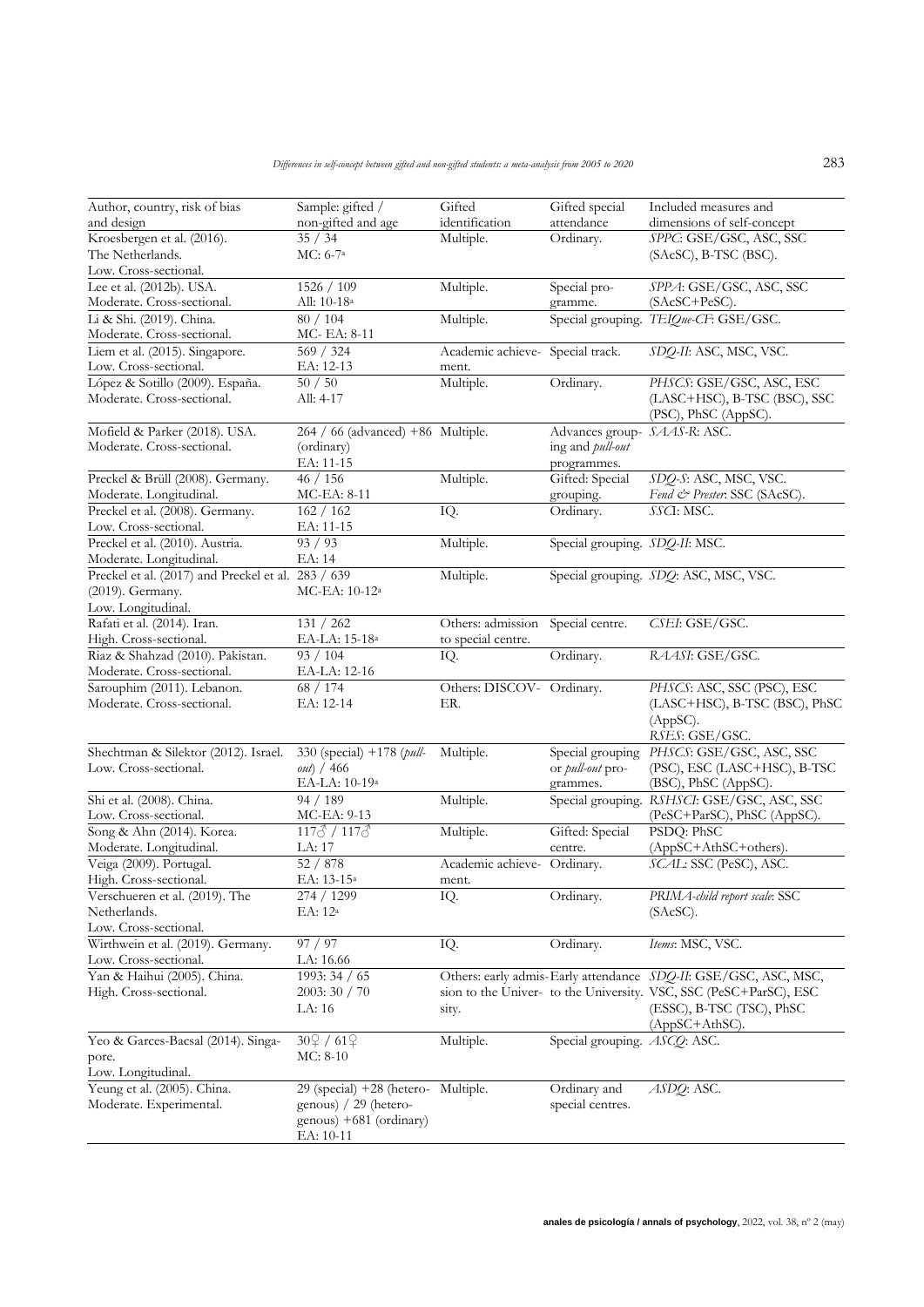| Author, country, risk of bias and design | Sample: gifted / non-gifted and age | Gifted identification | Gifted special attendance | Included measures and dimensions of self-concept |
|---|---|---|---|---|
| Kroesbergen et al. (2016). The Netherlands. Low. Cross-sectional. | 35 / 34 MC: 6-7[a] | Multiple. | Ordinary. | *SPPC*: GSE/GSC, ASC, SSC (SAcSC), B-TSC (BSC). |
| Lee et al. (2012b). USA. Moderate. Cross-sectional. | 1526 / 109 All: 10-18[a] | Multiple. | Special programme. | *SPPA*: GSE/GSC, ASC, SSC (SAcSC+PeSC). |
| Li & Shi. (2019). China. Moderate. Cross-sectional. | 80 / 104 MC- EA: 8-11 | Multiple. | Special grouping. | *TEIQue-CF*: GSE/GSC. |
| Liem et al. (2015). Singapore. Low. Cross-sectional. | 569 / 324 EA: 12-13 | Academic achievement. | Special track. | *SDQ-II*: ASC, MSC, VSC. |
| López & Sotillo (2009). España. Moderate. Cross-sectional. | 50 / 50 All: 4-17 | Multiple. | Ordinary. | *PHSCS*: GSE/GSC, ASC, ESC (LASC+HSC), B-TSC (BSC), SSC (PSC), PhSC (AppSC). |
| Mofield & Parker (2018). USA. Moderate. Cross-sectional. | 264 / 66 (advanced) +86 (ordinary) EA: 11-15 | Multiple. | Advances grouping and *pull-out* programmes. | *SAAS-R*: ASC. |
| Preckel & Brüll (2008). Germany. Moderate. Longitudinal. | 46 / 156 MC-EA: 8-11 | Multiple. | Gifted: Special grouping. | *SDQ-S*: ASC, MSC, VSC. *Fend & Prester*: SSC (SAcSC). |
| Preckel et al. (2008). Germany. Low. Cross-sectional. | 162 / 162 EA: 11-15 | IQ. | Ordinary. | *SSCI*: MSC. |
| Preckel et al. (2010). Austria. Moderate. Longitudinal. | 93 / 93 EA: 14 | Multiple. | Special grouping. | *SDQ-II*: MSC. |
| Preckel et al. (2017) and Preckel et al. (2019). Germany. Low. Longitudinal. | 283 / 639 MC-EA: 10-12[a] | Multiple. | Special grouping. | *SDQ*: ASC, MSC, VSC. |
| Rafati et al. (2014). Iran. High. Cross-sectional. | 131 / 262 EA-LA: 15-18[a] | Others: admission to special centre. | Special centre. | *CSEI*: GSE/GSC. |
| Riaz & Shahzad (2010). Pakistan. Moderate. Cross-sectional. | 93 / 104 EA-LA: 12-16 | IQ. | Ordinary. | *RAASI*: GSE/GSC. |
| Sarouphim (2011). Lebanon. Moderate. Cross-sectional. | 68 / 174 EA: 12-14 | Others: DISCOVER. | Ordinary. | *PHSCS*: ASC, SSC (PSC), ESC (LASC+HSC), B-TSC (BSC), PhSC (AppSC). *RSES*: GSE/GSC. |
| Shechtman & Silektor (2012). Israel. Low. Cross-sectional. | 330 (special) +178 (*pull-out*) / 466 EA-LA: 10-19[a] | Multiple. | Special grouping or *pull-out* programmes. | *PHSCS*: GSE/GSC, ASC, SSC (PSC), ESC (LASC+HSC), B-TSC (BSC), PhSC (AppSC). |
| Shi et al. (2008). China. Low. Cross-sectional. | 94 / 189 MC-EA: 9-13 | Multiple. | Special grouping. | *RSHSCI*: GSE/GSC, ASC, SSC (PeSC+ParSC), PhSC (AppSC). |
| Song & Ahn (2014). Korea. Moderate. Longitudinal. | 117♂ / 117♂ LA: 17 | Multiple. | Gifted: Special centre. | PSDQ: PhSC (AppSC+AthSC+others). |
| Veiga (2009). Portugal. High. Cross-sectional. | 52 / 878 EA: 13-15[a] | Academic achievement. | Ordinary. | *SCAL*: SSC (PeSC), ASC. |
| Verschueren et al. (2019). The Netherlands. Low. Cross-sectional. | 274 / 1299 EA: 12[a] | IQ. | Ordinary. | *PRIMA-child report scale*: SSC (SAcSC). |
| Wirthwein et al. (2019). Germany. Low. Cross-sectional. | 97 / 97 LA: 16.66 | IQ. | Ordinary. | *Items*: MSC, VSC. |
| Yan & Haihui (2005). China. High. Cross-sectional. | 1993: 34 / 65 2003: 30 / 70 LA: 16 | Others: early admission to the University. | Early attendance to the University. | *SDQ-II*: GSE/GSC, ASC, MSC, VSC, SSC (PeSC+ParSC), ESC (ESSC), B-TSC (TSC), PhSC (AppSC+AthSC). |
| Yeo & Garces-Bacsal (2014). Singapore. Low. Longitudinal. | 30♀ / 61♀ MC: 8-10 | Multiple. | Special grouping. | *ASCQ*: ASC. |
| Yeung et al. (2005). China. Moderate. Experimental. | 29 (special) +28 (heterogenous) / 29 (heterogenous) +681 (ordinary) EA: 10-11 | Multiple. | Ordinary and special centres. | *ASDQ*: ASC. |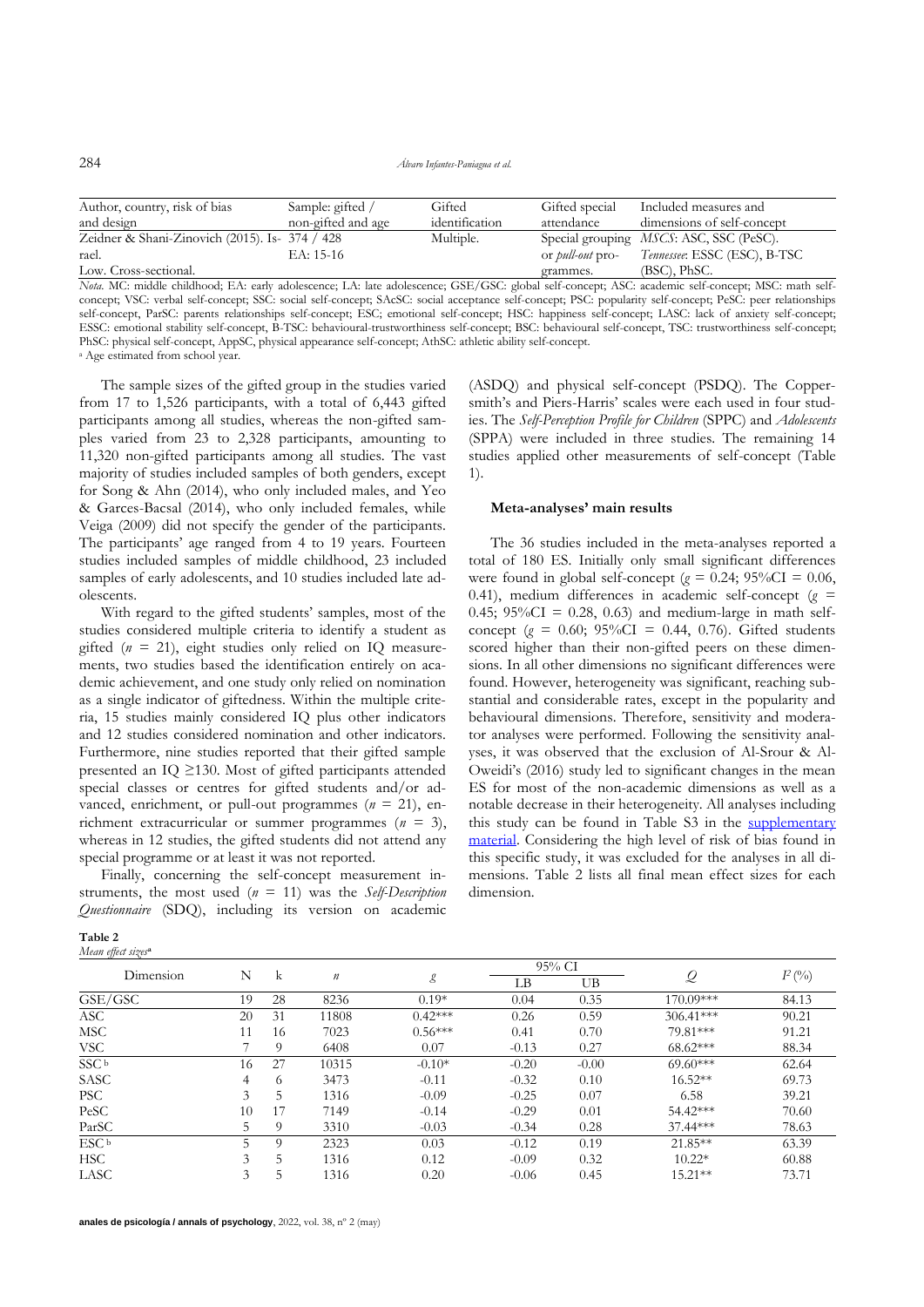| Author, country, risk of bias and design | Sample: gifted / non-gifted and age | Gifted identification | Gifted special attendance | Included measures and dimensions of self-concept |
|---|---|---|---|---|
| Zeidner & Shani-Zinovich (2015). Israel. Low. Cross-sectional. | 374 / 428 EA: 15-16 | Multiple. | Special grouping or *pull-out* programmes. | *MSCS*: ASC, SSC (PeSC). *Tennessee*: ESSC (ESC), B-TSC (BSC), PhSC. |

*Nota*. MC: middle childhood; EA: early adolescence; LA: late adolescence; GSE/GSC: global self-concept; ASC: academic self-concept; MSC: math self-concept; VSC: verbal self-concept; SSC: social self-concept; SAcSC: social acceptance self-concept; PSC: popularity self-concept; PeSC: peer relationships self-concept, ParSC: parents relationships self-concept; ESC; emotional self-concept; HSC: happiness self-concept; LASC: lack of anxiety self-concept; ESSC: emotional stability self-concept, B-TSC: behavioural-trustworthiness self-concept; BSC: behavioural self-concept, TSC: trustworthiness self-concept; PhSC: physical self-concept, AppSC, physical appearance self-concept; AthSC: athletic ability self-concept.
[a] Age estimated from school year.

The sample sizes of the gifted group in the studies varied from 17 to 1,526 participants, with a total of 6,443 gifted participants among all studies, whereas the non-gifted samples varied from 23 to 2,328 participants, amounting to 11,320 non-gifted participants among all studies. The vast majority of studies included samples of both genders, except for Song & Ahn (2014), who only included males, and Yeo & Garces-Bacsal (2014), who only included females, while Veiga (2009) did not specify the gender of the participants. The participants' age ranged from 4 to 19 years. Fourteen studies included samples of middle childhood, 23 included samples of early adolescents, and 10 studies included late adolescents.

With regard to the gifted students' samples, most of the studies considered multiple criteria to identify a student as gifted ($n$ = 21), eight studies only relied on IQ measurements, two studies based the identification entirely on academic achievement, and one study only relied on nomination as a single indicator of giftedness. Within the multiple criteria, 15 studies mainly considered IQ plus other indicators and 12 studies considered nomination and other indicators. Furthermore, nine studies reported that their gifted sample presented an IQ ≥130. Most of gifted participants attended special classes or centres for gifted students and/or advanced, enrichment, or pull-out programmes ($n$ = 21), enrichment extracurricular or summer programmes ($n$ = 3), whereas in 12 studies, the gifted students did not attend any special programme or at least it was not reported.

Finally, concerning the self-concept measurement instruments, the most used ($n$ = 11) was the *Self-Description Questionnaire* (SDQ), including its version on academic (ASDQ) and physical self-concept (PSDQ). The Coppersmith's and Piers-Harris' scales were each used in four studies. The *Self-Perception Profile for Children* (SPPC) and *Adolescents* (SPPA) were included in three studies. The remaining 14 studies applied other measurements of self-concept (Table 1).

#### Meta-analyses' main results

The 36 studies included in the meta-analyses reported a total of 180 ES. Initially only small significant differences were found in global self-concept ($g$ = 0.24; 95%CI = 0.06, 0.41), medium differences in academic self-concept ($g$ = 0.45; 95%CI = 0.28, 0.63) and medium-large in math self-concept ($g$ = 0.60; 95%CI = 0.44, 0.76). Gifted students scored higher than their non-gifted peers on these dimensions. In all other dimensions no significant differences were found. However, heterogeneity was significant, reaching substantial and considerable rates, except in the popularity and behavioural dimensions. Therefore, sensitivity and moderator analyses were performed. Following the sensitivity analyses, it was observed that the exclusion of Al-Srour & Al-Oweidi's (2016) study led to significant changes in the mean ES for most of the non-academic dimensions as well as a notable decrease in their heterogeneity. All analyses including this study can be found in Table S3 in the supplementary material. Considering the high level of risk of bias found in this specific study, it was excluded for the analyses in all dimensions. Table 2 lists all final mean effect sizes for each dimension.

**Table 2**
*Mean effect sizes*[a]

| Dimension | N | k | $n$ | $g$ | 95% CI | | $Q$ | $I^2$ (%) |
|---|---|---|---|---|---|---|---|---|
| | | | | | LB | UB | | |
| GSE/GSC | 19 | 28 | 8236 | 0.19* | 0.04 | 0.35 | 170.09*** | 84.13 |
| ASC | 20 | 31 | 11808 | 0.42*** | 0.26 | 0.59 | 306.41*** | 90.21 |
| MSC | 11 | 16 | 7023 | 0.56*** | 0.41 | 0.70 | 79.81*** | 91.21 |
| VSC | 7 | 9 | 6408 | 0.07 | -0.13 | 0.27 | 68.62*** | 88.34 |
| SSC[b] | 16 | 27 | 10315 | -0.10* | -0.20 | -0.00 | 69.60*** | 62.64 |
| SASC | 4 | 6 | 3473 | -0.11 | -0.32 | 0.10 | 16.52** | 69.73 |
| PSC | 3 | 5 | 1316 | -0.09 | -0.25 | 0.07 | 6.58 | 39.21 |
| PeSC | 10 | 17 | 7149 | -0.14 | -0.29 | 0.01 | 54.42*** | 70.60 |
| ParSC | 5 | 9 | 3310 | -0.03 | -0.34 | 0.28 | 37.44*** | 78.63 |
| ESC[b] | 5 | 9 | 2323 | 0.03 | -0.12 | 0.19 | 21.85** | 63.39 |
| HSC | 3 | 5 | 1316 | 0.12 | -0.09 | 0.32 | 10.22* | 60.88 |
| LASC | 3 | 5 | 1316 | 0.20 | -0.06 | 0.45 | 15.21** | 73.71 |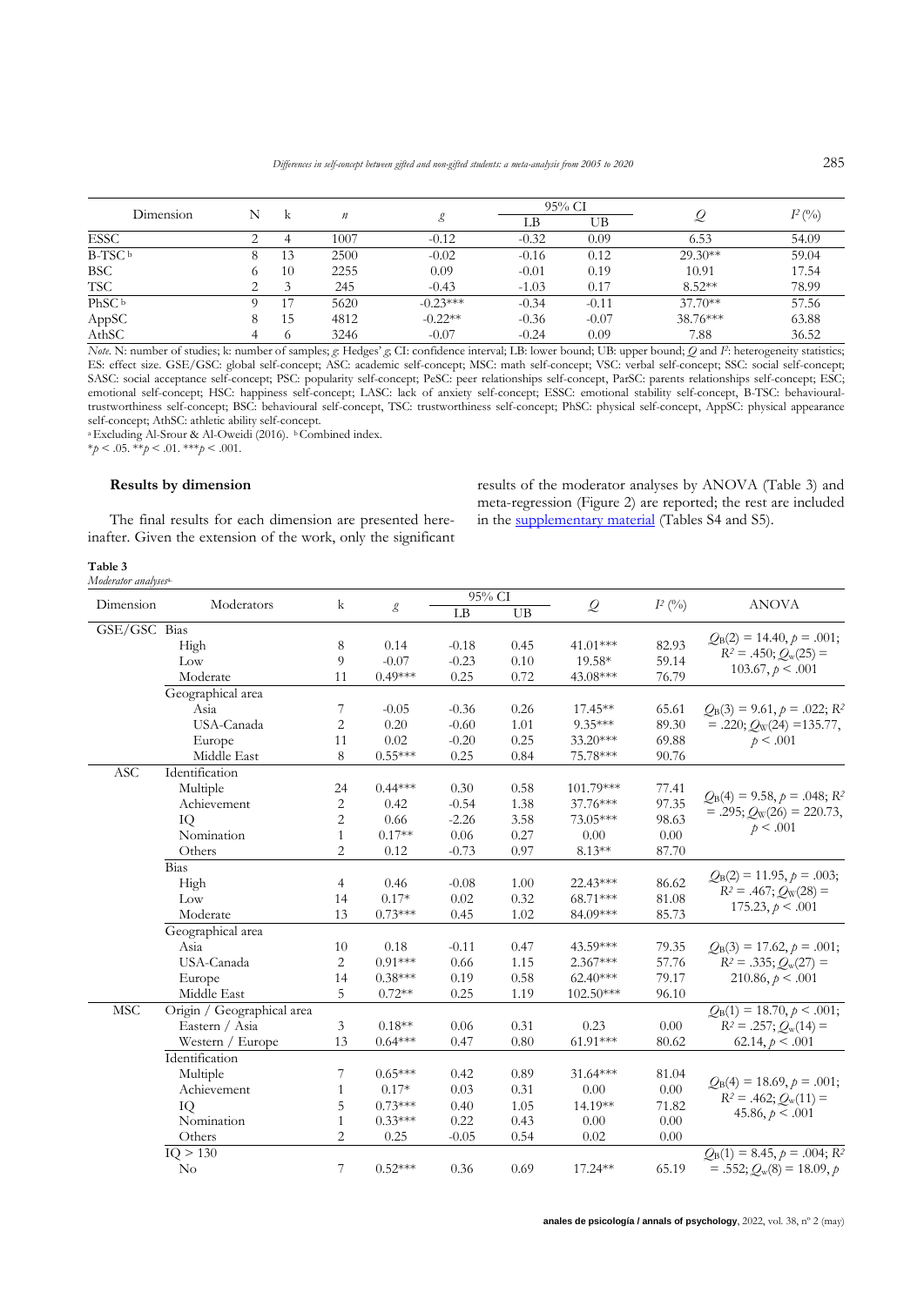| Dimension | N | k | $n$ | $g$ | 95% CI | | $Q$ | $I^2$ (%) |
|---|---|---|---|---|---|---|---|---|
| | | | | | LB | UB | | |
| ESSC | 2 | 4 | 1007 | -0.12 | -0.32 | 0.09 | 6.53 | 54.09 |
| B-TSC[b] | 8 | 13 | 2500 | -0.02 | -0.16 | 0.12 | 29.30** | 59.04 |
| BSC | 6 | 10 | 2255 | 0.09 | -0.01 | 0.19 | 10.91 | 17.54 |
| TSC | 2 | 3 | 245 | -0.43 | -1.03 | 0.17 | 8.52** | 78.99 |
| PhSC[b] | 9 | 17 | 5620 | -0.23*** | -0.34 | -0.11 | 37.70** | 57.56 |
| AppSC | 8 | 15 | 4812 | -0.22** | -0.36 | -0.07 | 38.76*** | 63.88 |
| AthSC | 4 | 6 | 3246 | -0.07 | -0.24 | 0.09 | 7.88 | 36.52 |

*Note.* N: number of studies; k: number of samples; $g$: Hedges' $g$; CI: confidence interval; LB: lower bound; UB: upper bound; $Q$ and $I^2$: heterogeneity statistics; ES: effect size. GSE/GSC: global self-concept; ASC: academic self-concept; MSC: math self-concept; VSC: verbal self-concept; SSC: social self-concept; SASC: social acceptance self-concept; PSC: popularity self-concept; PeSC: peer relationships self-concept, ParSC: parents relationships self-concept; ESC; emotional self-concept; HSC: happiness self-concept; LASC: lack of anxiety self-concept; ESSC: emotional stability self-concept, B-TSC: behavioural-trustworthiness self-concept; BSC: behavioural self-concept, TSC: trustworthiness self-concept; PhSC: physical self-concept, AppSC: physical appearance self-concept; AthSC: athletic ability self-concept.
[a] Excluding Al-Srour & Al-Oweidi (2016). [b] Combined index.
*$p < .05$. **$p < .01$. ***$p < .001$.

### Results by dimension

The final results for each dimension are presented hereinafter. Given the extension of the work, only the significant results of the moderator analyses by ANOVA (Table 3) and meta-regression (Figure 2) are reported; the rest are included in the supplementary material (Tables S4 and S5).

**Table 3**
*Moderator analyses*[a]

| Dimension | Moderators | k | $g$ | 95% CI | | $Q$ | $I^2$ (%) | ANOVA |
|---|---|---|---|---|---|---|---|---|
| | | | | LB | UB | | | |
| GSE/GSC | Bias | | | | | | | $Q_B(2) = 14.40$, $p = .001$; $R^2 = .450$; $Q_w(25) = 103.67$, $p < .001$ |
| | High | 8 | 0.14 | -0.18 | 0.45 | 41.01*** | 82.93 | |
| | Low | 9 | -0.07 | -0.23 | 0.10 | 19.58* | 59.14 | |
| | Moderate | 11 | 0.49*** | 0.25 | 0.72 | 43.08*** | 76.79 | |
| | Geographical area | | | | | | | $Q_B(3) = 9.61$, $p = .022$; $R^2 = .220$; $Q_W(24) = 135.77$, $p < .001$ |
| | Asia | 7 | -0.05 | -0.36 | 0.26 | 17.45** | 65.61 | |
| | USA-Canada | 2 | 0.20 | -0.60 | 1.01 | 9.35*** | 89.30 | |
| | Europe | 11 | 0.02 | -0.20 | 0.25 | 33.20*** | 69.88 | |
| | Middle East | 8 | 0.55*** | 0.25 | 0.84 | 75.78*** | 90.76 | |
| ASC | Identification | | | | | | | $Q_B(4) = 9.58$, $p = .048$; $R^2 = .295$; $Q_W(26) = 220.73$, $p < .001$ |
| | Multiple | 24 | 0.44*** | 0.30 | 0.58 | 101.79*** | 77.41 | |
| | Achievement | 2 | 0.42 | -0.54 | 1.38 | 37.76*** | 97.35 | |
| | IQ | 2 | 0.66 | -2.26 | 3.58 | 73.05*** | 98.63 | |
| | Nomination | 1 | 0.17** | 0.06 | 0.27 | 0.00 | 0.00 | |
| | Others | 2 | 0.12 | -0.73 | 0.97 | 8.13** | 87.70 | |
| | Bias | | | | | | | $Q_B(2) = 11.95$, $p = .003$; $R^2 = .467$; $Q_W(28) = 175.23$, $p < .001$ |
| | High | 4 | 0.46 | -0.08 | 1.00 | 22.43*** | 86.62 | |
| | Low | 14 | 0.17* | 0.02 | 0.32 | 68.71*** | 81.08 | |
| | Moderate | 13 | 0.73*** | 0.45 | 1.02 | 84.09*** | 85.73 | |
| | Geographical area | | | | | | | $Q_B(3) = 17.62$, $p = .001$; $R^2 = .335$; $Q_w(27) = 210.86$, $p < .001$ |
| | Asia | 10 | 0.18 | -0.11 | 0.47 | 43.59*** | 79.35 | |
| | USA-Canada | 2 | 0.91*** | 0.66 | 1.15 | 2.367*** | 57.76 | |
| | Europe | 14 | 0.38*** | 0.19 | 0.58 | 62.40*** | 79.17 | |
| | Middle East | 5 | 0.72** | 0.25 | 1.19 | 102.50*** | 96.10 | |
| MSC | Origin / Geographical area | | | | | | | $Q_B(1) = 18.70$, $p < .001$; $R^2 = .257$; $Q_w(14) = 62.14$, $p < .001$ |
| | Eastern / Asia | 3 | 0.18** | 0.06 | 0.31 | 0.23 | 0.00 | |
| | Western / Europe | 13 | 0.64*** | 0.47 | 0.80 | 61.91*** | 80.62 | |
| | Identification | | | | | | | $Q_B(4) = 18.69$, $p = .001$; $R^2 = .462$; $Q_w(11) = 45.86$, $p < .001$ |
| | Multiple | 7 | 0.65*** | 0.42 | 0.89 | 31.64*** | 81.04 | |
| | Achievement | 1 | 0.17* | 0.03 | 0.31 | 0.00 | 0.00 | |
| | IQ | 5 | 0.73*** | 0.40 | 1.05 | 14.19** | 71.82 | |
| | Nomination | 1 | 0.33*** | 0.22 | 0.43 | 0.00 | 0.00 | |
| | Others | 2 | 0.25 | -0.05 | 0.54 | 0.02 | 0.00 | |
| | IQ > 130 | | | | | | | $Q_B(1) = 8.45$, $p = .004$; $R^2 = .552$; $Q_w(8) = 18.09$, $p$ |
| | No | 7 | 0.52*** | 0.36 | 0.69 | 17.24** | 65.19 | |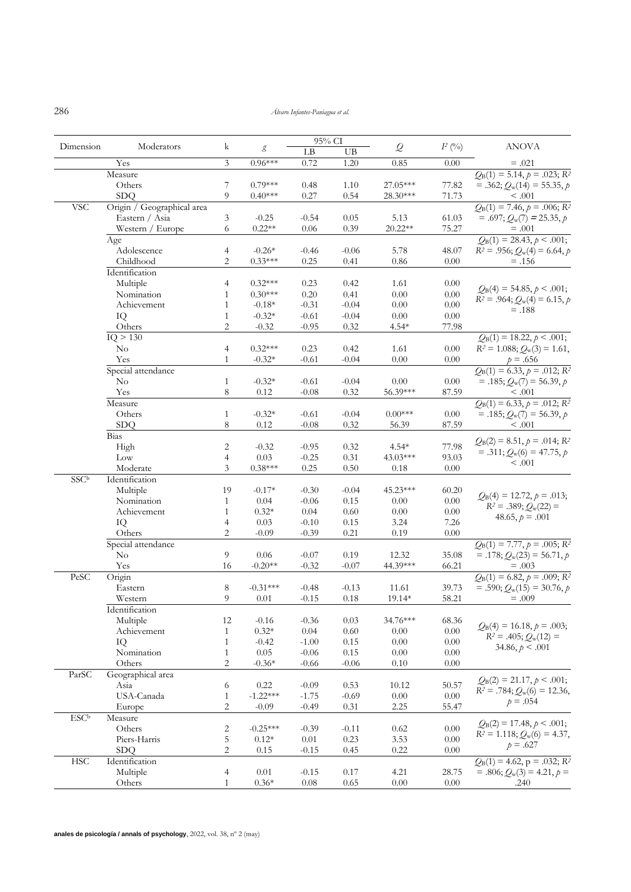| Dimension | Moderators | k | $g$ | 95% CI | | $Q$ | $I^2$ (%) | ANOVA |
|---|---|---|---|---|---|---|---|---|
| | | | | LB | UB | | | |
| | Yes | 3 | 0.96*** | 0.72 | 1.20 | 0.85 | 0.00 | = .021 |
| | Measure | | | | | | | $Q_B(1) = 5.14, p = .023; R^2 = .362; Q_w(14) = 55.35, p < .001$ |
| | Others | 7 | 0.79*** | 0.48 | 1.10 | 27.05*** | 77.82 | |
| | SDQ | 9 | 0.40*** | 0.27 | 0.54 | 28.30*** | 71.73 | |
| VSC | Origin / Geographical area | | | | | | | $Q_B(1) = 7.46, p = .006; R^2 = .697; Q_w(7) = 25.35, p = .001$ |
| | Eastern / Asia | 3 | -0.25 | -0.54 | 0.05 | 5.13 | 61.03 | |
| | Western / Europe | 6 | 0.22** | 0.06 | 0.39 | 20.22** | 75.27 | |
| | Age | | | | | | | $Q_B(1) = 28.43, p < .001; R^2 = .956; Q_w(4) = 6.64, p = .156$ |
| | Adolescence | 4 | -0.26* | -0.46 | -0.06 | 5.78 | 48.07 | |
| | Childhood | 2 | 0.33*** | 0.25 | 0.41 | 0.86 | 0.00 | |
| | Identification | | | | | | | $Q_B(4) = 54.85, p < .001; R^2 = .964; Q_w(4) = 6.15, p = .188$ |
| | Multiple | 4 | 0.32*** | 0.23 | 0.42 | 1.61 | 0.00 | |
| | Nomination | 1 | 0.30*** | 0.20 | 0.41 | 0.00 | 0.00 | |
| | Achievement | 1 | -0.18* | -0.31 | -0.04 | 0.00 | 0.00 | |
| | IQ | 1 | -0.32* | -0.61 | -0.04 | 0.00 | 0.00 | |
| | Others | 2 | -0.32 | -0.95 | 0.32 | 4.54* | 77.98 | |
| | IQ > 130 | | | | | | | $Q_B(1) = 18.22, p < .001; R^2 = 1.088; Q_w(3) = 1.61, p = .656$ |
| | No | 4 | 0.32*** | 0.23 | 0.42 | 1.61 | 0.00 | |
| | Yes | 1 | -0.32* | -0.61 | -0.04 | 0.00 | 0.00 | |
| | Special attendance | | | | | | | $Q_B(1) = 6.33, p = .012; R^2 = .185; Q_w(7) = 56.39, p < .001$ |
| | No | 1 | -0.32* | -0.61 | -0.04 | 0.00 | 0.00 | |
| | Yes | 8 | 0.12 | -0.08 | 0.32 | 56.39*** | 87.59 | |
| | Measure | | | | | | | $Q_B(1) = 6.33, p = .012; R^2 = .185; Q_w(7) = 56.39, p < .001$ |
| | Others | 1 | -0.32* | -0.61 | -0.04 | 0.00*** | 0.00 | |
| | SDQ | 8 | 0.12 | -0.08 | 0.32 | 56.39 | 87.59 | |
| | Bias | | | | | | | $Q_B(2) = 8.51, p = .014; R^2 = .311; Q_w(6) = 47.75, p < .001$ |
| | High | 2 | -0.32 | -0.95 | 0.32 | 4.54* | 77.98 | |
| | Low | 4 | 0.03 | -0.25 | 0.31 | 43.03*** | 93.03 | |
| | Moderate | 3 | 0.38*** | 0.25 | 0.50 | 0.18 | 0.00 | |
| SSC[b] | Identification | | | | | | | $Q_B(4) = 12.72, p = .013; R^2 = .389; Q_w(22) = 48.65, p = .001$ |
| | Multiple | 19 | -0.17* | -0.30 | -0.04 | 45.23*** | 60.20 | |
| | Nomination | 1 | 0.04 | -0.06 | 0.15 | 0.00 | 0.00 | |
| | Achievement | 1 | 0.32* | 0.04 | 0.60 | 0.00 | 0.00 | |
| | IQ | 4 | 0.03 | -0.10 | 0.15 | 3.24 | 7.26 | |
| | Others | 2 | -0.09 | -0.39 | 0.21 | 0.19 | 0.00 | |
| | Special attendance | | | | | | | $Q_B(1) = 7.77, p = .005; R^2 = .178; Q_w(23) = 56.71, p = .003$ |
| | No | 9 | 0.06 | -0.07 | 0.19 | 12.32 | 35.08 | |
| | Yes | 16 | -0.20** | -0.32 | -0.07 | 44.39*** | 66.21 | |
| PeSC | Origin | | | | | | | $Q_B(1) = 6.82, p = .009; R^2 = .590; Q_w(15) = 30.76, p = .009$ |
| | Eastern | 8 | -0.31*** | -0.48 | -0.13 | 11.61 | 39.73 | |
| | Western | 9 | 0.01 | -0.15 | 0.18 | 19.14* | 58.21 | |
| | Identification | | | | | | | $Q_B(4) = 16.18, p = .003; R^2 = .405; Q_w(12) = 34.86, p < .001$ |
| | Multiple | 12 | -0.16 | -0.36 | 0.03 | 34.76*** | 68.36 | |
| | Achievement | 1 | 0.32* | 0.04 | 0.60 | 0.00 | 0.00 | |
| | IQ | 1 | -0.42 | -1.00 | 0.15 | 0.00 | 0.00 | |
| | Nomination | 1 | 0.05 | -0.06 | 0.15 | 0.00 | 0.00 | |
| | Others | 2 | -0.36* | -0.66 | -0.06 | 0.10 | 0.00 | |
| ParSC | Geographical area | | | | | | | $Q_B(2) = 21.17, p < .001; R^2 = .784; Q_w(6) = 12.36, p = .054$ |
| | Asia | 6 | 0.22 | -0.09 | 0.53 | 10.12 | 50.57 | |
| | USA-Canada | 1 | -1.22*** | -1.75 | -0.69 | 0.00 | 0.00 | |
| | Europe | 2 | -0.09 | -0.49 | 0.31 | 2.25 | 55.47 | |
| ESC[b] | Measure | | | | | | | $Q_B(2) = 17.48, p < .001; R^2 = 1.118; Q_w(6) = 4.37, p = .627$ |
| | Others | 2 | -0.25*** | -0.39 | -0.11 | 0.62 | 0.00 | |
| | Piers-Harris | 5 | 0.12* | 0.01 | 0.23 | 3.53 | 0.00 | |
| | SDQ | 2 | 0.15 | -0.15 | 0.45 | 0.22 | 0.00 | |
| HSC | Identification | | | | | | | $Q_B(1) = 4.62, p = .032; R^2 = .806; Q_w(3) = 4.21, p = .240$ |
| | Multiple | 4 | 0.01 | -0.15 | 0.17 | 4.21 | 28.75 | |
| | Others | 1 | 0.36* | 0.08 | 0.65 | 0.00 | 0.00 | |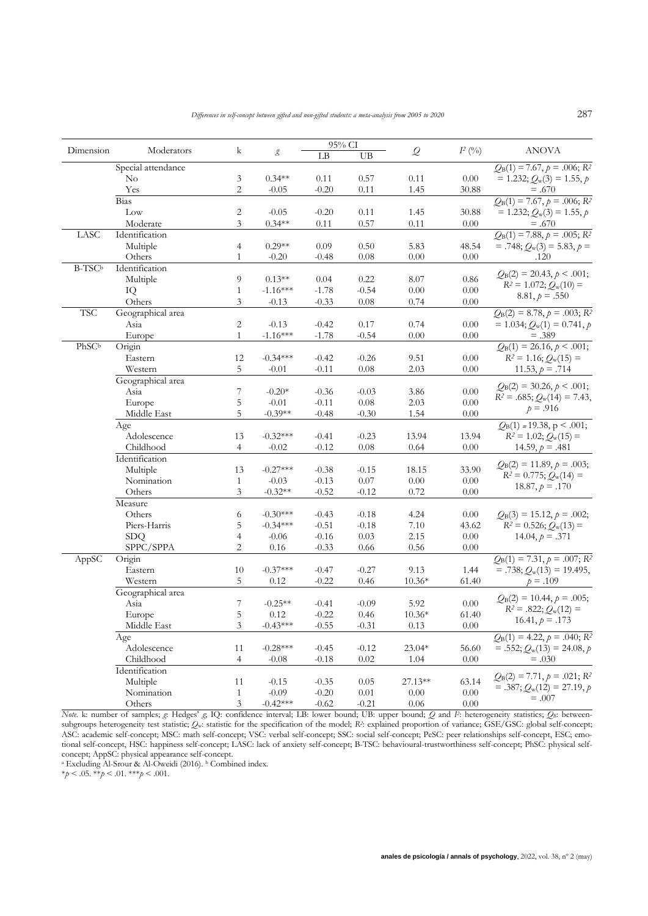| Dimension | Moderators | k | $g$ | 95% CI | | $Q$ | $I^2$ (%) | ANOVA |
|---|---|---|---|---|---|---|---|---|
| | | | | LB | UB | | | |
| | Special attendance | | | | | | | $Q_B(1) = 7.67, p = .006; R^2 = 1.232; Q_w(3) = 1.55, p = .670$ |
| | No | 3 | 0.34** | 0.11 | 0.57 | 0.11 | 0.00 | |
| | Yes | 2 | -0.05 | -0.20 | 0.11 | 1.45 | 30.88 | |
| | Bias | | | | | | | $Q_B(1) = 7.67, p = .006; R^2 = 1.232; Q_w(3) = 1.55, p = .670$ |
| | Low | 2 | -0.05 | -0.20 | 0.11 | 1.45 | 30.88 | |
| | Moderate | 3 | 0.34** | 0.11 | 0.57 | 0.11 | 0.00 | |
| LASC | Identification | | | | | | | $Q_B(1) = 7.88, p = .005; R^2 = .748; Q_w(3) = 5.83, p = .120$ |
| | Multiple | 4 | 0.29** | 0.09 | 0.50 | 5.83 | 48.54 | |
| | Others | 1 | -0.20 | -0.48 | 0.08 | 0.00 | 0.00 | |
| B-TSC[b] | Identification | | | | | | | $Q_B(2) = 20.43, p < .001; R^2 = 1.072; Q_w(10) = 8.81, p = .550$ |
| | Multiple | 9 | 0.13** | 0.04 | 0.22 | 8.07 | 0.86 | |
| | IQ | 1 | -1.16*** | -1.78 | -0.54 | 0.00 | 0.00 | |
| | Others | 3 | -0.13 | -0.33 | 0.08 | 0.74 | 0.00 | |
| TSC | Geographical area | | | | | | | $Q_B(2) = 8.78, p = .003; R^2 = 1.034; Q_w(1) = 0.741, p = .389$ |
| | Asia | 2 | -0.13 | -0.42 | 0.17 | 0.74 | 0.00 | |
| | Europe | 1 | -1.16*** | -1.78 | -0.54 | 0.00 | 0.00 | |
| PhSC[b] | Origin | | | | | | | $Q_B(1) = 26.16, p < .001; R^2 = 1.16; Q_w(15) = 11.53, p = .714$ |
| | Eastern | 12 | -0.34*** | -0.42 | -0.26 | 9.51 | 0.00 | |
| | Western | 5 | -0.01 | -0.11 | 0.08 | 2.03 | 0.00 | |
| | Geographical area | | | | | | | $Q_B(2) = 30.26, p < .001; R^2 = .685; Q_w(14) = 7.43, p = .916$ |
| | Asia | 7 | -0.20* | -0.36 | -0.03 | 3.86 | 0.00 | |
| | Europe | 5 | -0.01 | -0.11 | 0.08 | 2.03 | 0.00 | |
| | Middle East | 5 | -0.39** | -0.48 | -0.30 | 1.54 | 0.00 | |
| | Age | | | | | | | $Q_B(1) = 19.38, p < .001; R^2 = 1.02; Q_w(15) = 14.59, p = .481$ |
| | Adolescence | 13 | -0.32*** | -0.41 | -0.23 | 13.94 | 13.94 | |
| | Childhood | 4 | -0.02 | -0.12 | 0.08 | 0.64 | 0.00 | |
| | Identification | | | | | | | $Q_B(2) = 11.89, p = .003; R^2 = 0.775; Q_w(14) = 18.87, p = .170$ |
| | Multiple | 13 | -0.27*** | -0.38 | -0.15 | 18.15 | 33.90 | |
| | Nomination | 1 | -0.03 | -0.13 | 0.07 | 0.00 | 0.00 | |
| | Others | 3 | -0.32** | -0.52 | -0.12 | 0.72 | 0.00 | |
| | Measure | | | | | | | $Q_B(3) = 15.12, p = .002; R^2 = 0.526; Q_w(13) = 14.04, p = .371$ |
| | Others | 6 | -0.30*** | -0.43 | -0.18 | 4.24 | 0.00 | |
| | Piers-Harris | 5 | -0.34*** | -0.51 | -0.18 | 7.10 | 43.62 | |
| | SDQ | 4 | -0.06 | -0.16 | 0.03 | 2.15 | 0.00 | |
| | SPPC/SPPA | 2 | 0.16 | -0.33 | 0.66 | 0.56 | 0.00 | |
| AppSC | Origin | | | | | | | $Q_B(1) = 7.31, p = .007; R^2 = .738; Q_w(13) = 19.495, p = .109$ |
| | Eastern | 10 | -0.37*** | -0.47 | -0.27 | 9.13 | 1.44 | |
| | Western | 5 | 0.12 | -0.22 | 0.46 | 10.36* | 61.40 | |
| | Geographical area | | | | | | | $Q_B(2) = 10.44, p = .005; R^2 = .822; Q_w(12) = 16.41, p = .173$ |
| | Asia | 7 | -0.25** | -0.41 | -0.09 | 5.92 | 0.00 | |
| | Europe | 5 | 0.12 | -0.22 | 0.46 | 10.36* | 61.40 | |
| | Middle East | 3 | -0.43*** | -0.55 | -0.31 | 0.13 | 0.00 | |
| | Age | | | | | | | $Q_B(1) = 4.22, p = .040; R^2 = .552; Q_w(13) = 24.08, p = .030$ |
| | Adolescence | 11 | -0.28*** | -0.45 | -0.12 | 23.04* | 56.60 | |
| | Childhood | 4 | -0.08 | -0.18 | 0.02 | 1.04 | 0.00 | |
| | Identification | | | | | | | $Q_B(2) = 7.71, p = .021; R^2 = .387; Q_w(12) = 27.19, p = .007$ |
| | Multiple | 11 | -0.15 | -0.35 | 0.05 | 27.13** | 63.14 | |
| | Nomination | 1 | -0.09 | -0.20 | 0.01 | 0.00 | 0.00 | |
| | Others | 3 | -0.42*** | -0.62 | -0.21 | 0.06 | 0.00 | |

*Note.* k: number of samples; $g$: Hedges' $g$; IQ: confidence interval; LB: lower bound; UB: upper bound; $Q$ and $I^2$: heterogeneity statistics; $Q_B$: between-subgroups heterogeneity test statistic; $Q_w$: statistic for the specification of the model; $R^2$: explained proportion of variance; GSE/GSC: global self-concept; ASC: academic self-concept; MSC: math self-concept; VSC: verbal self-concept; SSC: social self-concept; PeSC: peer relationships self-concept, ESC; emotional self-concept, HSC: happiness self-concept; LASC: lack of anxiety self-concept; B-TSC: behavioural-trustworthiness self-concept; PhSC: physical self-concept; AppSC: physical appearance self-concept.

[a] Excluding Al-Srour & Al-Oweidi (2016). [b] Combined index.

$*p < .05$. $**p < .01$. $***p < .001$.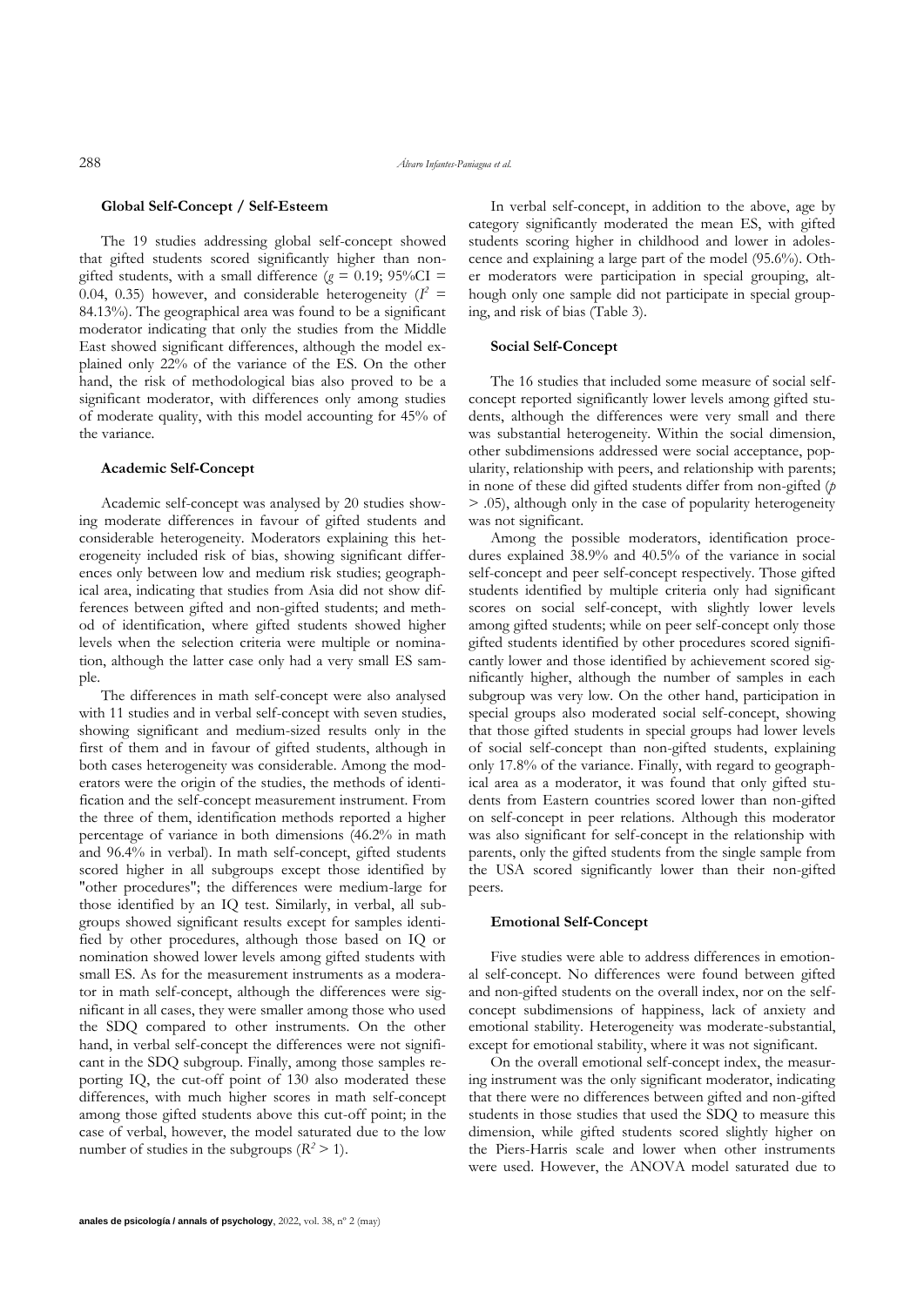### Global Self-Concept / Self-Esteem

The 19 studies addressing global self-concept showed that gifted students scored significantly higher than non-gifted students, with a small difference ($g$ = 0.19; 95%CI = 0.04, 0.35) however, and considerable heterogeneity ($I^2$ = 84.13%). The geographical area was found to be a significant moderator indicating that only the studies from the Middle East showed significant differences, although the model explained only 22% of the variance of the ES. On the other hand, the risk of methodological bias also proved to be a significant moderator, with differences only among studies of moderate quality, with this model accounting for 45% of the variance.

### Academic Self-Concept

Academic self-concept was analysed by 20 studies showing moderate differences in favour of gifted students and considerable heterogeneity. Moderators explaining this heterogeneity included risk of bias, showing significant differences only between low and medium risk studies; geographical area, indicating that studies from Asia did not show differences between gifted and non-gifted students; and method of identification, where gifted students showed higher levels when the selection criteria were multiple or nomination, although the latter case only had a very small ES sample.

The differences in math self-concept were also analysed with 11 studies and in verbal self-concept with seven studies, showing significant and medium-sized results only in the first of them and in favour of gifted students, although in both cases heterogeneity was considerable. Among the moderators were the origin of the studies, the methods of identification and the self-concept measurement instrument. From the three of them, identification methods reported a higher percentage of variance in both dimensions (46.2% in math and 96.4% in verbal). In math self-concept, gifted students scored higher in all subgroups except those identified by "other procedures"; the differences were medium-large for those identified by an IQ test. Similarly, in verbal, all subgroups showed significant results except for samples identified by other procedures, although those based on IQ or nomination showed lower levels among gifted students with small ES. As for the measurement instruments as a moderator in math self-concept, although the differences were significant in all cases, they were smaller among those who used the SDQ compared to other instruments. On the other hand, in verbal self-concept the differences were not significant in the SDQ subgroup. Finally, among those samples reporting IQ, the cut-off point of 130 also moderated these differences, with much higher scores in math self-concept among those gifted students above this cut-off point; in the case of verbal, however, the model saturated due to the low number of studies in the subgroups ($R^2 > 1$).

In verbal self-concept, in addition to the above, age by category significantly moderated the mean ES, with gifted students scoring higher in childhood and lower in adolescence and explaining a large part of the model (95.6%). Other moderators were participation in special grouping, although only one sample did not participate in special grouping, and risk of bias (Table 3).

### Social Self-Concept

The 16 studies that included some measure of social self-concept reported significantly lower levels among gifted students, although the differences were very small and there was substantial heterogeneity. Within the social dimension, other subdimensions addressed were social acceptance, popularity, relationship with peers, and relationship with parents; in none of these did gifted students differ from non-gifted ($p$ > .05), although only in the case of popularity heterogeneity was not significant.

Among the possible moderators, identification procedures explained 38.9% and 40.5% of the variance in social self-concept and peer self-concept respectively. Those gifted students identified by multiple criteria only had significant scores on social self-concept, with slightly lower levels among gifted students; while on peer self-concept only those gifted students identified by other procedures scored significantly lower and those identified by achievement scored significantly higher, although the number of samples in each subgroup was very low. On the other hand, participation in special groups also moderated social self-concept, showing that those gifted students in special groups had lower levels of social self-concept than non-gifted students, explaining only 17.8% of the variance. Finally, with regard to geographical area as a moderator, it was found that only gifted students from Eastern countries scored lower than non-gifted on self-concept in peer relations. Although this moderator was also significant for self-concept in the relationship with parents, only the gifted students from the single sample from the USA scored significantly lower than their non-gifted peers.

### Emotional Self-Concept

Five studies were able to address differences in emotional self-concept. No differences were found between gifted and non-gifted students on the overall index, nor on the self-concept subdimensions of happiness, lack of anxiety and emotional stability. Heterogeneity was moderate-substantial, except for emotional stability, where it was not significant.

On the overall emotional self-concept index, the measuring instrument was the only significant moderator, indicating that there were no differences between gifted and non-gifted students in those studies that used the SDQ to measure this dimension, while gifted students scored slightly higher on the Piers-Harris scale and lower when other instruments were used. However, the ANOVA model saturated due to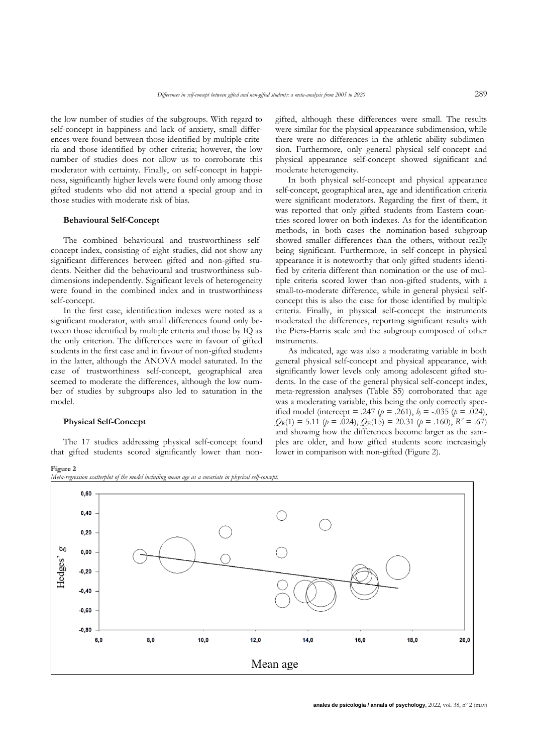the low number of studies of the subgroups. With regard to self-concept in happiness and lack of anxiety, small differences were found between those identified by multiple criteria and those identified by other criteria; however, the low number of studies does not allow us to corroborate this moderator with certainty. Finally, on self-concept in happiness, significantly higher levels were found only among those gifted students who did not attend a special group and in those studies with moderate risk of bias.

### Behavioural Self-Concept

The combined behavioural and trustworthiness self-concept index, consisting of eight studies, did not show any significant differences between gifted and non-gifted students. Neither did the behavioural and trustworthiness subdimensions independently. Significant levels of heterogeneity were found in the combined index and in trustworthiness self-concept.

In the first case, identification indexes were noted as a significant moderator, with small differences found only between those identified by multiple criteria and those by IQ as the only criterion. The differences were in favour of gifted students in the first case and in favour of non-gifted students in the latter, although the ANOVA model saturated. In the case of trustworthiness self-concept, geographical area seemed to moderate the differences, although the low number of studies by subgroups also led to saturation in the model.

### Physical Self-Concept

The 17 studies addressing physical self-concept found that gifted students scored significantly lower than non-gifted, although these differences were small. The results were similar for the physical appearance subdimension, while there were no differences in the athletic ability subdimension. Furthermore, only general physical self-concept and physical appearance self-concept showed significant and moderate heterogeneity.

In both physical self-concept and physical appearance self-concept, geographical area, age and identification criteria were significant moderators. Regarding the first of them, it was reported that only gifted students from Eastern countries scored lower on both indexes. As for the identification methods, in both cases the nomination-based subgroup showed smaller differences than the others, without really being significant. Furthermore, in self-concept in physical appearance it is noteworthy that only gifted students identified by criteria different than nomination or the use of multiple criteria scored lower than non-gifted students, with a small-to-moderate difference, while in general physical self-concept this is also the case for those identified by multiple criteria. Finally, in physical self-concept the instruments moderated the differences, reporting significant results with the Piers-Harris scale and the subgroup composed of other instruments.

As indicated, age was also a moderating variable in both general physical self-concept and physical appearance, with significantly lower levels only among adolescent gifted students. In the case of the general physical self-concept index, meta-regression analyses (Table S5) corroborated that age was a moderating variable, this being the only correctly specified model (intercept = .247 ($p$ = .261), $b_j$ = -.035 ($p$ = .024), $Q_R(1)$ = 5.11 ($p$ = .024), $Q_E(15)$ = 20.31 ($p$ = .160), $R^2$ = .67) and showing how the differences become larger as the samples are older, and how gifted students score increasingly lower in comparison with non-gifted (Figure 2).

**Figure 2**
*Meta-regression scatterplot of the model including mean age as a covariate in physical self-concept.*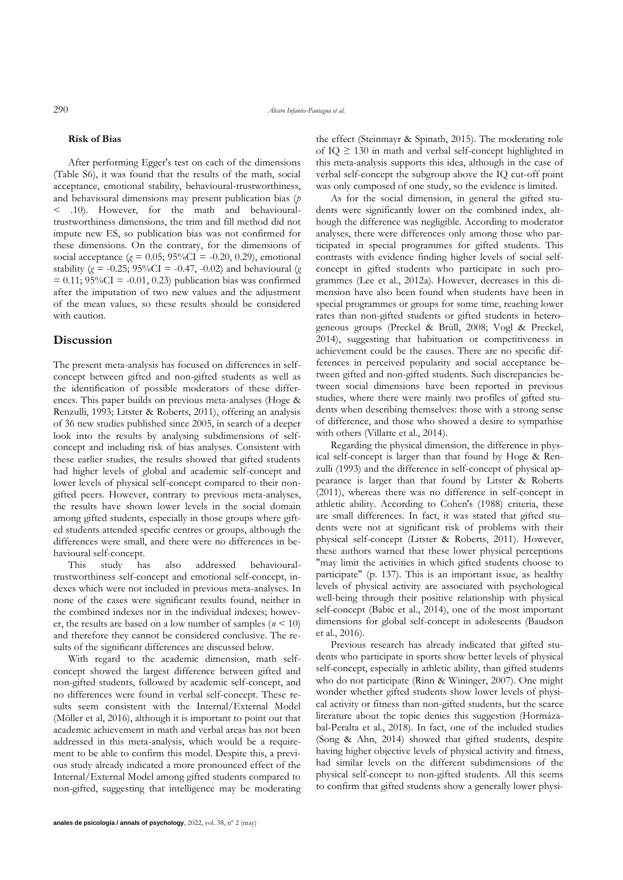### Risk of Bias

After performing Egger's test on each of the dimensions (Table S6), it was found that the results of the math, social acceptance, emotional stability, behavioural-trustworthiness, and behavioural dimensions may present publication bias ($p < .10$). However, for the math and behavioural-trustworthiness dimensions, the trim and fill method did not impute new ES, so publication bias was not confirmed for these dimensions. On the contrary, for the dimensions of social acceptance ($g = 0.05$; 95%CI = -0.20, 0.29), emotional stability ($g = -0.25$; 95%CI = -0.47, -0.02) and behavioural ($g = 0.11$; 95%CI = -0.01, 0.23) publication bias was confirmed after the imputation of two new values and the adjustment of the mean values, so these results should be considered with caution.

## Discussion

The present meta-analysis has focused on differences in self-concept between gifted and non-gifted students as well as the identification of possible moderators of these differences. This paper builds on previous meta-analyses (Hoge & Renzulli, 1993; Litster & Roberts, 2011), offering an analysis of 36 new studies published since 2005, in search of a deeper look into the results by analysing subdimensions of self-concept and including risk of bias analyses. Consistent with these earlier studies, the results showed that gifted students had higher levels of global and academic self-concept and lower levels of physical self-concept compared to their non-gifted peers. However, contrary to previous meta-analyses, the results have shown lower levels in the social domain among gifted students, especially in those groups where gifted students attended specific centres or groups, although the differences were small, and there were no differences in behavioural self-concept.

This study has also addressed behavioural-trustworthiness self-concept and emotional self-concept, indexes which were not included in previous meta-analyses. In none of the cases were significant results found, neither in the combined indexes nor in the individual indexes; however, the results are based on a low number of samples ($n < 10$) and therefore they cannot be considered conclusive. The results of the significant differences are discussed below.

With regard to the academic dimension, math self-concept showed the largest difference between gifted and non-gifted students, followed by academic self-concept, and no differences were found in verbal self-concept. These results seem consistent with the Internal/External Model (Möller et al, 2016), although it is important to point out that academic achievement in math and verbal areas has not been addressed in this meta-analysis, which would be a requirement to be able to confirm this model. Despite this, a previous study already indicated a more pronounced effect of the Internal/External Model among gifted students compared to non-gifted, suggesting that intelligence may be moderating the effect (Steinmayr & Spinath, 2015). The moderating role of IQ ≥ 130 in math and verbal self-concept highlighted in this meta-analysis supports this idea, although in the case of verbal self-concept the subgroup above the IQ cut-off point was only composed of one study, so the evidence is limited.

As for the social dimension, in general the gifted students were significantly lower on the combined index, although the difference was negligible. According to moderator analyses, there were differences only among those who participated in special programmes for gifted students. This contrasts with evidence finding higher levels of social self-concept in gifted students who participate in such programmes (Lee et al., 2012a). However, decreases in this dimension have also been found when students have been in special programmes or groups for some time, reaching lower rates than non-gifted students or gifted students in heterogeneous groups (Preckel & Brüll, 2008; Vogl & Preckel, 2014), suggesting that habituation or competitiveness in achievement could be the causes. There are no specific differences in perceived popularity and social acceptance between gifted and non-gifted students. Such discrepancies between social dimensions have been reported in previous studies, where there were mainly two profiles of gifted students when describing themselves: those with a strong sense of difference, and those who showed a desire to sympathise with others (Villatte et al., 2014).

Regarding the physical dimension, the difference in physical self-concept is larger than that found by Hoge & Renzulli (1993) and the difference in self-concept of physical appearance is larger than that found by Litster & Roberts (2011), whereas there was no difference in self-concept in athletic ability. According to Cohen's (1988) criteria, these are small differences. In fact, it was stated that gifted students were not at significant risk of problems with their physical self-concept (Litster & Roberts, 2011). However, these authors warned that these lower physical perceptions "may limit the activities in which gifted students choose to participate" (p. 137). This is an important issue, as healthy levels of physical activity are associated with psychological well-being through their positive relationship with physical self-concept (Babic et al., 2014), one of the most important dimensions for global self-concept in adolescents (Baudson et al., 2016).

Previous research has already indicated that gifted students who participate in sports show better levels of physical self-concept, especially in athletic ability, than gifted students who do not participate (Rinn & Wininger, 2007). One might wonder whether gifted students show lower levels of physical activity or fitness than non-gifted students, but the scarce literature about the topic denies this suggestion (Hormázabal-Peralta et al., 2018). In fact, one of the included studies (Song & Ahn, 2014) showed that gifted students, despite having higher objective levels of physical activity and fitness, had similar levels on the different subdimensions of the physical self-concept to non-gifted students. All this seems to confirm that gifted students show a generally lower physi-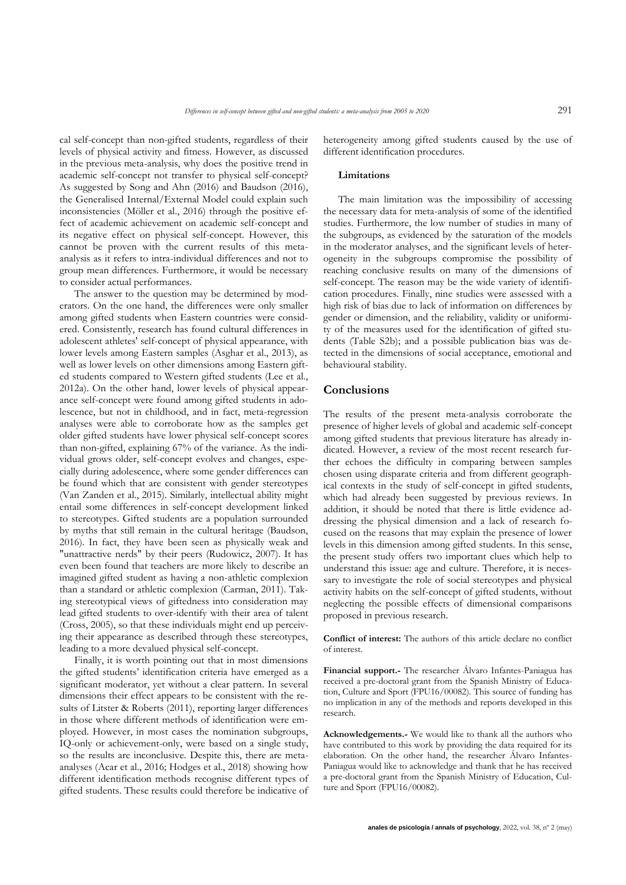cal self-concept than non-gifted students, regardless of their levels of physical activity and fitness. However, as discussed in the previous meta-analysis, why does the positive trend in academic self-concept not transfer to physical self-concept? As suggested by Song and Ahn (2016) and Baudson (2016), the Generalised Internal/External Model could explain such inconsistencies (Möller et al., 2016) through the positive effect of academic achievement on academic self-concept and its negative effect on physical self-concept. However, this cannot be proven with the current results of this meta-analysis as it refers to intra-individual differences and not to group mean differences. Furthermore, it would be necessary to consider actual performances.

The answer to the question may be determined by moderators. On the one hand, the differences were only smaller among gifted students when Eastern countries were considered. Consistently, research has found cultural differences in adolescent athletes' self-concept of physical appearance, with lower levels among Eastern samples (Asghar et al., 2013), as well as lower levels on other dimensions among Eastern gifted students compared to Western gifted students (Lee et al., 2012a). On the other hand, lower levels of physical appearance self-concept were found among gifted students in adolescence, but not in childhood, and in fact, meta-regression analyses were able to corroborate how as the samples get older gifted students have lower physical self-concept scores than non-gifted, explaining 67% of the variance. As the individual grows older, self-concept evolves and changes, especially during adolescence, where some gender differences can be found which that are consistent with gender stereotypes (Van Zanden et al., 2015). Similarly, intellectual ability might entail some differences in self-concept development linked to stereotypes. Gifted students are a population surrounded by myths that still remain in the cultural heritage (Baudson, 2016). In fact, they have been seen as physically weak and "unattractive nerds" by their peers (Rudowicz, 2007). It has even been found that teachers are more likely to describe an imagined gifted student as having a non-athletic complexion than a standard or athletic complexion (Carman, 2011). Taking stereotypical views of giftedness into consideration may lead gifted students to over-identify with their area of talent (Cross, 2005), so that these individuals might end up perceiving their appearance as described through these stereotypes, leading to a more devalued physical self-concept.

Finally, it is worth pointing out that in most dimensions the gifted students' identification criteria have emerged as a significant moderator, yet without a clear pattern. In several dimensions their effect appears to be consistent with the results of Litster & Roberts (2011), reporting larger differences in those where different methods of identification were employed. However, in most cases the nomination subgroups, IQ-only or achievement-only, were based on a single study, so the results are inconclusive. Despite this, there are meta-analyses (Acar et al., 2016; Hodges et al., 2018) showing how different identification methods recognise different types of gifted students. These results could therefore be indicative of heterogeneity among gifted students caused by the use of different identification procedures.

### Limitations

The main limitation was the impossibility of accessing the necessary data for meta-analysis of some of the identified studies. Furthermore, the low number of studies in many of the subgroups, as evidenced by the saturation of the models in the moderator analyses, and the significant levels of heterogeneity in the subgroups compromise the possibility of reaching conclusive results on many of the dimensions of self-concept. The reason may be the wide variety of identification procedures. Finally, nine studies were assessed with a high risk of bias due to lack of information on differences by gender or dimension, and the reliability, validity or uniformity of the measures used for the identification of gifted students (Table S2b); and a possible publication bias was detected in the dimensions of social acceptance, emotional and behavioural stability.

## Conclusions

The results of the present meta-analysis corroborate the presence of higher levels of global and academic self-concept among gifted students that previous literature has already indicated. However, a review of the most recent research further echoes the difficulty in comparing between samples chosen using disparate criteria and from different geographical contexts in the study of self-concept in gifted students, which had already been suggested by previous reviews. In addition, it should be noted that there is little evidence addressing the physical dimension and a lack of research focused on the reasons that may explain the presence of lower levels in this dimension among gifted students. In this sense, the present study offers two important clues which help to understand this issue: age and culture. Therefore, it is necessary to investigate the role of social stereotypes and physical activity habits on the self-concept of gifted students, without neglecting the possible effects of dimensional comparisons proposed in previous research.

**Conflict of interest:** The authors of this article declare no conflict of interest.

**Financial support.-** The researcher Álvaro Infantes-Paniagua has received a pre-doctoral grant from the Spanish Ministry of Education, Culture and Sport (FPU16/00082). This source of funding has no implication in any of the methods and reports developed in this research.

**Acknowledgements.-** We would like to thank all the authors who have contributed to this work by providing the data required for its elaboration. On the other hand, the researcher Álvaro Infantes-Paniagua would like to acknowledge and thank that he has received a pre-doctoral grant from the Spanish Ministry of Education, Culture and Sport (FPU16/00082).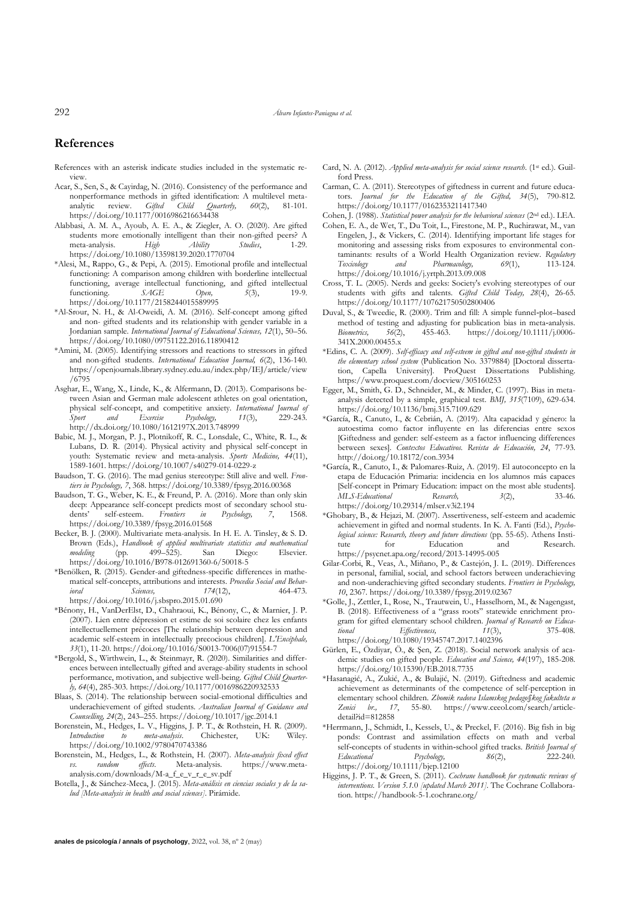## References

References with an asterisk indicate studies included in the systematic review.

Acar, S., Sen, S., & Cayirdag, N. (2016). Consistency of the performance and nonperformance methods in gifted identification: A multilevel meta-analytic review. *Gifted Child Quarterly, 60*(2), 81-101. https://doi.org/10.1177/0016986216634438

Alabbasi, A. M. A., Ayoub, A. E. A., & Ziegler, A. O. (2020). Are gifted students more emotionally intelligent than their non-gifted peers? A meta-analysis. *High Ability Studies*, 1-29. https://doi.org/10.1080/13598139.2020.1770704

*Alesi, M., Rappo, G., & Pepi, A. (2015). Emotional profile and intellectual functioning: A comparison among children with borderline intellectual functioning, average intellectual functioning, and gifted intellectual functioning. *SAGE Open, 5*(3), 19-9. https://doi.org/10.1177/2158244015589995

*Al-Srour, N. H., & Al-Oweidi, A. M. (2016). Self-concept among gifted and non- gifted students and its relationship with gender variable in a Jordanian sample. *International Journal of Educational Sciences, 12*(1), 50–56. https://doi.org/10.1080/09751122.2016.11890412

*Amini, M. (2005). Identifying stressors and reactions to stressors in gifted and non-gifted students. *International Education Journal, 6*(2), 136-140. https://openjournals.library.sydney.edu.au/index.php/IEJ/article/view/6795

Asghar, E., Wang, X., Linde, K., & Alfermann, D. (2013). Comparisons between Asian and German male adolescent athletes on goal orientation, physical self-concept, and competitive anxiety. *International Journal of Sport and Exercise Psychology, 11*(3), 229-243. http://dx.doi.org/10.1080/1612197X.2013.748999

Babic, M. J., Morgan, P. J., Plotnikoff, R. C., Lonsdale, C., White, R. L., & Lubans, D. R. (2014). Physical activity and physical self-concept in youth: Systematic review and meta-analysis. *Sports Medicine, 44*(11), 1589-1601. https://doi.org/10.1007/s40279-014-0229-z

Baudson, T. G. (2016). The mad genius stereotype: Still alive and well. *Frontiers in Psychology, 7*, 368. https://doi.org/10.3389/fpsyg.2016.00368

Baudson, T. G., Weber, K. E., & Freund, P. A. (2016). More than only skin deep: Appearance self-concept predicts most of secondary school students' self-esteem. *Frontiers in Psychology, 7*, 1568. https://doi.org/10.3389/fpsyg.2016.01568

Becker, B. J. (2000). Multivariate meta-analysis. In H. E. A. Tinsley, & S. D. Brown (Eds.), *Handbook of applied multivariate statistics and mathematical modeling* (pp. 499–525). San Diego: Elsevier. https://doi.org/10.1016/B978-012691360-6/50018-5

*Benölken, R. (2015). Gender-and giftedness-specific differences in mathematical self-concepts, attributions and interests. *Procedia Social and Behavioral Sciences, 174*(12), 464-473. https://doi.org/10.1016/j.sbspro.2015.01.690

*Bénony, H., VanDerElst, D., Chahraoui, K., Bénony, C., & Marnier, J. P. (2007). Lien entre dépression et estime de soi scolaire chez les enfants intellectuellement précoces [The relationship between depression and academic self-esteem in intellectually precocious children]. *L'Encéphale, 33*(1), 11-20. https://doi.org/10.1016/S0013-7006(07)91554-7

*Bergold, S., Wirthwein, L., & Steinmayr, R. (2020). Similarities and differences between intellectually gifted and average-ability students in school performance, motivation, and subjective well-being. *Gifted Child Quarterly, 64*(4), 285-303. https://doi.org/10.1177/0016986220932533

Blaas, S. (2014). The relationship between social-emotional difficulties and underachievement of gifted students. *Australian Journal of Guidance and Counselling, 24*(2), 243–255. https://doi.org/10.1017/jgc.2014.1

Borenstein, M., Hedges, L. V., Higgins, J. P. T., & Rothstein, H. R. (2009). *Introduction to meta-analysis*. Chichester, UK: Wiley. https://doi.org/10.1002/9780470743386

Borenstein, M., Hedges, L., & Rothstein, H. (2007). *Meta-analysis fixed effect vs. random effects*. Meta-analysis. https://www.meta-analysis.com/downloads/M-a_f_e_v_r_e_sv.pdf

Botella, J., & Sánchez-Meca, J. (2015). *Meta-análisis en ciencias sociales y de la salud [Meta-analysis in health and social sciences]*. Pirámide.

Card, N. A. (2012). *Applied meta-analysis for social science research*. (1st ed.). Guilford Press.

Carman, C. A. (2011). Stereotypes of giftedness in current and future educators. *Journal for the Education of the Gifted, 34*(5), 790-812. https://doi.org/10.1177/0162353211417340

Cohen, J. (1988). *Statistical power analysis for the behavioral sciences* (2nd ed.). LEA.

Cohen, E. A., de Wet, T., Du Toit, L., Firestone, M. P., Ruchirawat, M., van Engelen, J., & Vickers, C. (2014). Identifying important life stages for monitoring and assessing risks from exposures to environmental contaminants: results of a World Health Organization review. *Regulatory Toxicology and Pharmacology, 69*(1), 113-124. https://doi.org/10.1016/j.yrtph.2013.09.008

Cross, T. L. (2005). Nerds and geeks: Society's evolving stereotypes of our students with gifts and talents. *Gifted Child Today, 28*(4), 26-65. https://doi.org/10.1177/107621750502800406

Duval, S., & Tweedie, R. (2000). Trim and fill: A simple funnel-plot–based method of testing and adjusting for publication bias in meta-analysis. *Biometrics, 56*(2), 455-463. https://doi.org/10.1111/j.0006-341X.2000.00455.x

*Edins, C. A. (2009). *Self-efficacy and self-esteem in gifted and non-gifted students in the elementary school system* (Publication No. 3379884) [Doctoral dissertation, Capella University]. ProQuest Dissertations Publishing. https://www.proquest.com/docview/305160253

Egger, M., Smith, G. D., Schneider, M., & Minder, C. (1997). Bias in meta-analysis detected by a simple, graphical test. *BMJ, 315*(7109), 629-634. https://doi.org/10.1136/bmj.315.7109.629

*García, R., Canuto, I., & Cebrián, A. (2019). Alta capacidad y género: la autoestima como factor influyente en las diferencias entre sexos [Giftedness and gender: self-esteem as a factor influencing differences between sexes]. *Contextos Educativos. Revista de Educación, 24*, 77-93. http://doi.org/10.18172/con.3934

*García, R., Canuto, I., & Palomares-Ruiz, A. (2019). El autoconcepto en la etapa de Educación Primaria: incidencia en los alumnos más capaces [Self-concept in Primary Education: impact on the most able students]. *MLS-Educational Research, 3*(2), 33-46. https://doi.org/10.29314/mlser.v3i2.194

*Ghobary, B., & Hejazi, M. (2007). Assertiveness, self-esteem and academic achievement in gifted and normal students. In K. A. Fanti (Ed.), *Psychological science: Research, theory and future directions* (pp. 55-65). Athens Institute for Education and Research. https://psycnet.apa.org/record/2013-14995-005

Gilar-Corbi, R., Veas, A., Miñano, P., & Castejón, J. L. (2019). Differences in personal, familial, social, and school factors between underachieving and non-underachieving gifted secondary students. *Frontiers in Psychology, 10*, 2367. https://doi.org/10.3389/fpsyg.2019.02367

*Golle, J., Zettler, I., Rose, N., Trautwein, U., Hasselhorn, M., & Nagengast, B. (2018). Effectiveness of a "grass roots" statewide enrichment program for gifted elementary school children. *Journal of Research on Educational Effectiveness, 11*(3), 375-408. https://doi.org/10.1080/19345747.2017.1402396

Gürlen, E., Özdiyar, Ö., & Şen, Z. (2018). Social network analysis of academic studies on gifted people. *Education and Science, 44*(197), 185-208. https://doi.org/10.15390/EB.2018.7735

*Hasanagić, A., Zukić, A., & Bulajić, N. (2019). Giftedness and academic achievement as determinants of the competence of self-perception in elementary school children. *Zbornik radova Islamskog pedagoškog fakulteta u Zenici br., 17*, 55-80. https://www.ceeol.com/search/article-detail?id=812858

*Herrmann, J., Schmidt, I., Kessels, U., & Preckel, F. (2016). Big fish in big ponds: Contrast and assimilation effects on math and verbal self-concepts of students in within-school gifted tracks. *British Journal of Educational Psychology, 86*(2), 222-240. https://doi.org/10.1111/bjep.12100

Higgins, J. P. T., & Green, S. (2011). *Cochrane handbook for systematic reviews of interventions. Version 5.1.0 [updated March 2011]*. The Cochrane Collaboration. https://handbook-5-1.cochrane.org/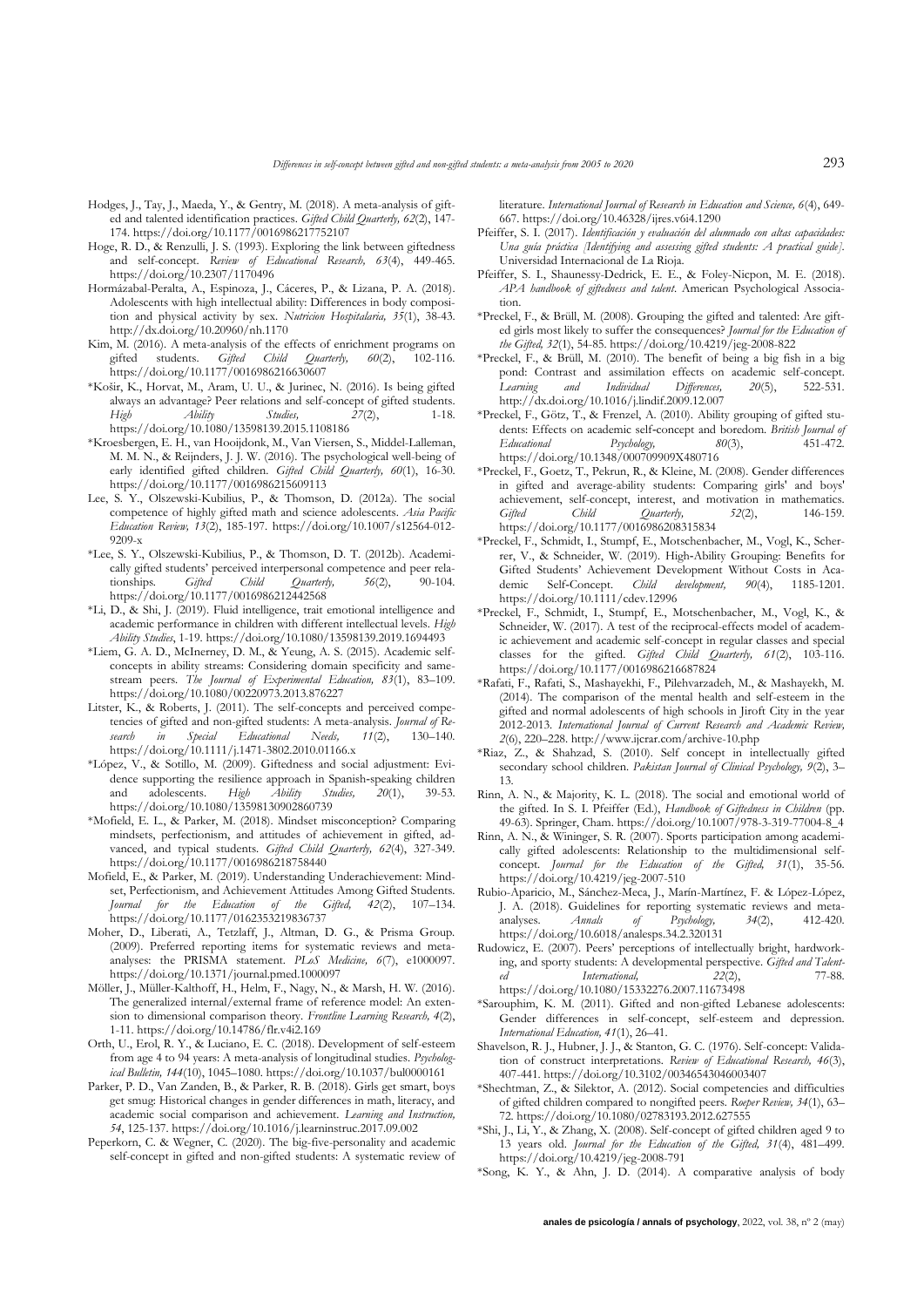Hodges, J., Tay, J., Maeda, Y., & Gentry, M. (2018). A meta-analysis of gifted and talented identification practices. *Gifted Child Quarterly, 62*(2), 147-174. https://doi.org/10.1177/0016986217752107

Hoge, R. D., & Renzulli, J. S. (1993). Exploring the link between giftedness and self-concept. *Review of Educational Research, 63*(4), 449-465. https://doi.org/10.2307/1170496

Hormázabal-Peralta, A., Espinoza, J., Cáceres, P., & Lizana, P. A. (2018). Adolescents with high intellectual ability: Differences in body composition and physical activity by sex. *Nutricion Hospitalaria, 35*(1), 38-43. http://dx.doi.org/10.20960/nh.1170

Kim, M. (2016). A meta-analysis of the effects of enrichment programs on gifted students. *Gifted Child Quarterly, 60*(2), 102-116. https://doi.org/10.1177/0016986216630607

*Košir, K., Horvat, M., Aram, U. U., & Jurinec, N. (2016). Is being gifted always an advantage? Peer relations and self-concept of gifted students. *High Ability Studies, 27*(2), 1-18. https://doi.org/10.1080/13598139.2015.1108186

*Kroesbergen, E. H., van Hooijdonk, M., Van Viersen, S., Middel-Lalleman, M. M. N., & Reijnders, J. J. W. (2016). The psychological well-being of early identified gifted children. *Gifted Child Quarterly, 60*(1), 16-30. https://doi.org/10.1177/0016986215609113

Lee, S. Y., Olszewski-Kubilius, P., & Thomson, D. (2012a). The social competence of highly gifted math and science adolescents. *Asia Pacific Education Review, 13*(2), 185-197. https://doi.org/10.1007/s12564-012-9209-x

*Lee, S. Y., Olszewski-Kubilius, P., & Thomson, D. T. (2012b). Academically gifted students' perceived interpersonal competence and peer relationships. *Gifted Child Quarterly, 56*(2), 90-104. https://doi.org/10.1177/0016986212442568

*Li, D., & Shi, J. (2019). Fluid intelligence, trait emotional intelligence and academic performance in children with different intellectual levels. *High Ability Studies*, 1-19. https://doi.org/10.1080/13598139.2019.1694493

*Liem, G. A. D., McInerney, D. M., & Yeung, A. S. (2015). Academic self-concepts in ability streams: Considering domain specificity and same-stream peers. *The Journal of Experimental Education, 83*(1), 83–109. https://doi.org/10.1080/00220973.2013.876227

Litster, K., & Roberts, J. (2011). The self-concepts and perceived competencies of gifted and non-gifted students: A meta-analysis. *Journal of Research in Special Educational Needs, 11*(2), 130–140. https://doi.org/10.1111/j.1471-3802.2010.01166.x

*López, V., & Sotillo, M. (2009). Giftedness and social adjustment: Evidence supporting the resilience approach in Spanish-speaking children and adolescents. *High Ability Studies, 20*(1), 39-53. https://doi.org/10.1080/13598130902860739

*Mofield, E. L., & Parker, M. (2018). Mindset misconception? Comparing mindsets, perfectionism, and attitudes of achievement in gifted, advanced, and typical students. *Gifted Child Quarterly, 62*(4), 327-349. https://doi.org/10.1177/0016986218758440

Mofield, E., & Parker, M. (2019). Understanding Underachievement: Mindset, Perfectionism, and Achievement Attitudes Among Gifted Students. *Journal for the Education of the Gifted, 42*(2), 107–134. https://doi.org/10.1177/0162353219836737

Moher, D., Liberati, A., Tetzlaff, J., Altman, D. G., & Prisma Group. (2009). Preferred reporting items for systematic reviews and meta-analyses: the PRISMA statement. *PLoS Medicine, 6*(7), e1000097. https://doi.org/10.1371/journal.pmed.1000097

Möller, J., Müller-Kalthoff, H., Helm, F., Nagy, N., & Marsh, H. W. (2016). The generalized internal/external frame of reference model: An extension to dimensional comparison theory. *Frontline Learning Research, 4*(2), 1-11. https://doi.org/10.14786/flr.v4i2.169

Orth, U., Erol, R. Y., & Luciano, E. C. (2018). Development of self-esteem from age 4 to 94 years: A meta-analysis of longitudinal studies. *Psychological Bulletin, 144*(10), 1045–1080. https://doi.org/10.1037/bul0000161

Parker, P. D., Van Zanden, B., & Parker, R. B. (2018). Girls get smart, boys get smug: Historical changes in gender differences in math, literacy, and academic social comparison and achievement. *Learning and Instruction, 54*, 125-137. https://doi.org/10.1016/j.learninstruc.2017.09.002

Peperkorn, C. & Wegner, C. (2020). The big-five-personality and academic self-concept in gifted and non-gifted students: A systematic review of literature. *International Journal of Research in Education and Science, 6*(4), 649-667. https://doi.org/10.46328/ijres.v6i4.1290

Pfeiffer, S. I. (2017). *Identificación y evaluación del alumnado con altas capacidades: Una guía práctica [Identifying and assessing gifted students: A practical guide]*. Universidad Internacional de La Rioja.

Pfeiffer, S. I., Shaunessy-Dedrick, E. E., & Foley-Nicpon, M. E. (2018). *APA handbook of giftedness and talent*. American Psychological Association.

*Preckel, F., & Brüll, M. (2008). Grouping the gifted and talented: Are gifted girls most likely to suffer the consequences? *Journal for the Education of the Gifted, 32*(1), 54-85. https://doi.org/10.4219/jeg-2008-822

*Preckel, F., & Brüll, M. (2010). The benefit of being a big fish in a big pond: Contrast and assimilation effects on academic self-concept. *Learning and Individual Differences, 20*(5), 522-531. http://dx.doi.org/10.1016/j.lindif.2009.12.007

*Preckel, F., Götz, T., & Frenzel, A. (2010). Ability grouping of gifted students: Effects on academic self-concept and boredom. *British Journal of Educational Psychology, 80*(3), 451-472. https://doi.org/10.1348/000709909X480716

*Preckel, F., Goetz, T., Pekrun, R., & Kleine, M. (2008). Gender differences in gifted and average-ability students: Comparing girls' and boys' achievement, self-concept, interest, and motivation in mathematics. *Gifted Child Quarterly, 52*(2), 146-159. https://doi.org/10.1177/0016986208315834

*Preckel, F., Schmidt, I., Stumpf, E., Motschenbacher, M., Vogl, K., Scherrer, V., & Schneider, W. (2019). High‐Ability Grouping: Benefits for Gifted Students' Achievement Development Without Costs in Academic Self‐Concept. *Child development, 90*(4), 1185-1201. https://doi.org/10.1111/cdev.12996

*Preckel, F., Schmidt, I., Stumpf, E., Motschenbacher, M., Vogl, K., & Schneider, W. (2017). A test of the reciprocal-effects model of academic achievement and academic self-concept in regular classes and special classes for the gifted. *Gifted Child Quarterly, 61*(2), 103-116. https://doi.org/10.1177/0016986216687824

*Rafati, F., Rafati, S., Mashayekhi, F., Pilehvarzadeh, M., & Mashayekh, M. (2014). The comparison of the mental health and self-esteem in the gifted and normal adolescents of high schools in Jiroft City in the year 2012-2013. *International Journal of Current Research and Academic Review, 2*(6), 220–228. http://www.ijcrar.com/archive-10.php

*Riaz, Z., & Shahzad, S. (2010). Self concept in intellectually gifted secondary school children. *Pakistan Journal of Clinical Psychology, 9*(2), 3–13.

Rinn, A. N., & Majority, K. L. (2018). The social and emotional world of the gifted. In S. I. Pfeiffer (Ed.), *Handbook of Giftedness in Children* (pp. 49-63). Springer, Cham. https://doi.org/10.1007/978-3-319-77004-8_4

Rinn, A. N., & Wininger, S. R. (2007). Sports participation among academically gifted adolescents: Relationship to the multidimensional self-concept. *Journal for the Education of the Gifted, 31*(1), 35-56. https://doi.org/10.4219/jeg-2007-510

Rubio-Aparicio, M., Sánchez-Meca, J., Marín-Martínez, F. & López-López, J. A. (2018). Guidelines for reporting systematic reviews and meta-analyses. *Annals of Psychology, 34*(2), 412-420. https://doi.org/10.6018/analesps.34.2.320131

Rudowicz, E. (2007). Peers' perceptions of intellectually bright, hardworking, and sporty students: A developmental perspective. *Gifted and Talented International, 22*(2), 77-88. https://doi.org/10.1080/15332276.2007.11673498

*Sarouphim, K. M. (2011). Gifted and non-gifted Lebanese adolescents: Gender differences in self-concept, self-esteem and depression. *International Education, 41*(1), 26–41.

Shavelson, R. J., Hubner, J. J., & Stanton, G. C. (1976). Self-concept: Validation of construct interpretations. *Review of Educational Research, 46*(3), 407-441. https://doi.org/10.3102/00346543046003407

*Shechtman, Z., & Silektor, A. (2012). Social competencies and difficulties of gifted children compared to nongifted peers. *Roeper Review, 34*(1), 63–72. https://doi.org/10.1080/02783193.2012.627555

*Shi, J., Li, Y., & Zhang, X. (2008). Self-concept of gifted children aged 9 to 13 years old. *Journal for the Education of the Gifted, 31*(4), 481–499. https://doi.org/10.4219/jeg-2008-791

*Song, K. Y., & Ahn, J. D. (2014). A comparative analysis of body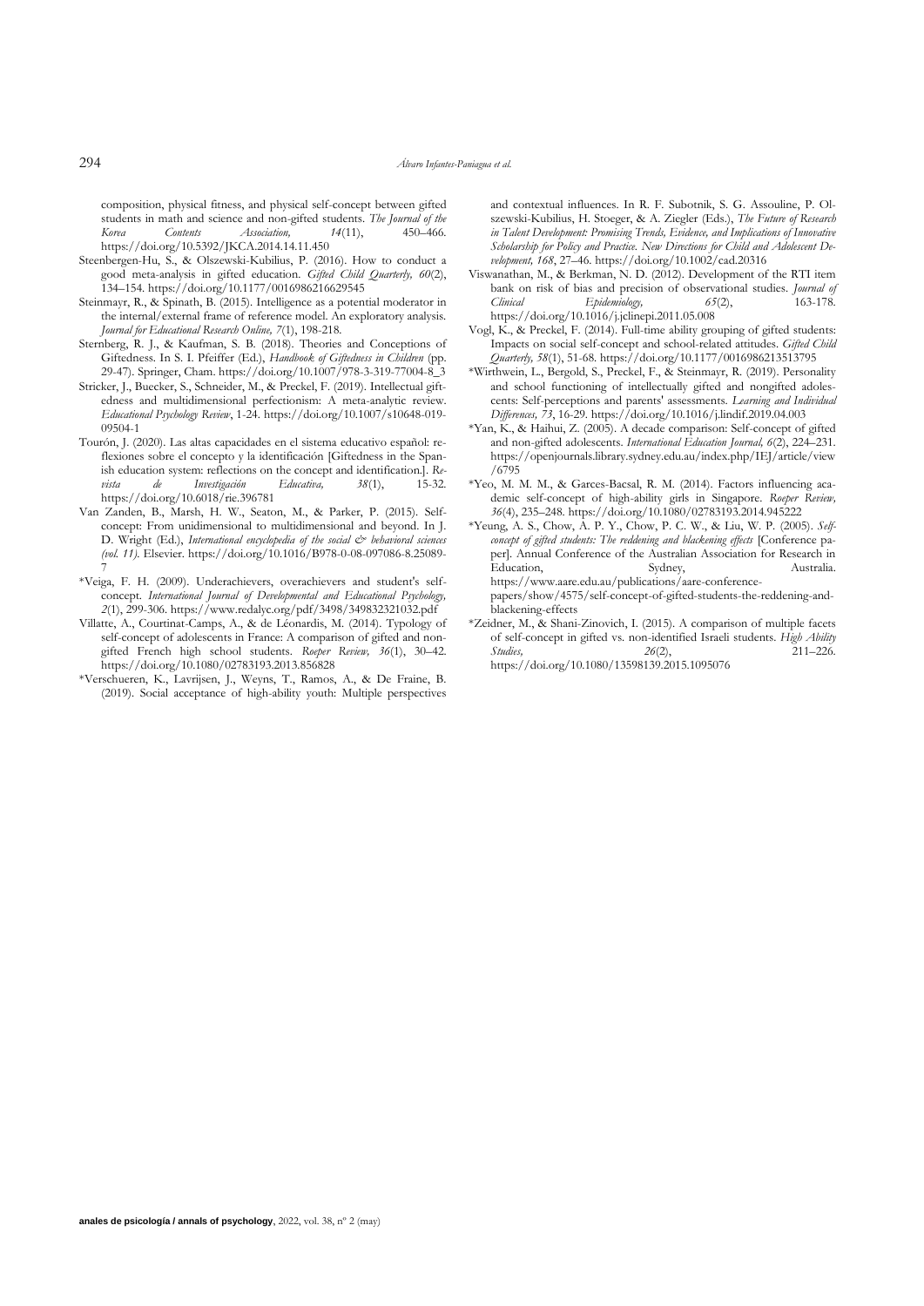composition, physical fitness, and physical self-concept between gifted students in math and science and non-gifted students. *The Journal of the Korea Contents Association, 14*(11), 450–466. https://doi.org/10.5392/JKCA.2014.14.11.450

Steenbergen-Hu, S., & Olszewski-Kubilius, P. (2016). How to conduct a good meta-analysis in gifted education. *Gifted Child Quarterly, 60*(2), 134–154. https://doi.org/10.1177/0016986216629545

Steinmayr, R., & Spinath, B. (2015). Intelligence as a potential moderator in the internal/external frame of reference model. An exploratory analysis. *Journal for Educational Research Online, 7*(1), 198-218.

Sternberg, R. J., & Kaufman, S. B. (2018). Theories and Conceptions of Giftedness. In S. I. Pfeiffer (Ed.), *Handbook of Giftedness in Children* (pp. 29-47). Springer, Cham. https://doi.org/10.1007/978-3-319-77004-8_3

Stricker, J., Buecker, S., Schneider, M., & Preckel, F. (2019). Intellectual giftedness and multidimensional perfectionism: A meta-analytic review. *Educational Psychology Review*, 1-24. https://doi.org/10.1007/s10648-019-09504-1

Tourón, J. (2020). Las altas capacidades en el sistema educativo español: reflexiones sobre el concepto y la identificación [Giftedness in the Spanish education system: reflections on the concept and identification.]. *Revista de Investigación Educativa, 38*(1), 15-32. https://doi.org/10.6018/rie.396781

Van Zanden, B., Marsh, H. W., Seaton, M., & Parker, P. (2015). Self-concept: From unidimensional to multidimensional and beyond. In J. D. Wright (Ed.), *International encyclopedia of the social & behavioral sciences (vol. 11)*. Elsevier. https://doi.org/10.1016/B978-0-08-097086-8.25089-7

*Veiga, F. H. (2009). Underachievers, overachievers and student's self-concept. *International Journal of Developmental and Educational Psychology, 2*(1), 299-306. https://www.redalyc.org/pdf/3498/349832321032.pdf

Villatte, A., Courtinat-Camps, A., & de Léonardis, M. (2014). Typology of self-concept of adolescents in France: A comparison of gifted and non-gifted French high school students. *Roeper Review, 36*(1), 30–42. https://doi.org/10.1080/02783193.2013.856828

*Verschueren, K., Lavrijsen, J., Weyns, T., Ramos, A., & De Fraine, B. (2019). Social acceptance of high-ability youth: Multiple perspectives and contextual influences. In R. F. Subotnik, S. G. Assouline, P. Olszewski-Kubilius, H. Stoeger, & A. Ziegler (Eds.), *The Future of Research in Talent Development: Promising Trends, Evidence, and Implications of Innovative Scholarship for Policy and Practice. New Directions for Child and Adolescent Development, 168*, 27–46. https://doi.org/10.1002/cad.20316

Viswanathan, M., & Berkman, N. D. (2012). Development of the RTI item bank on risk of bias and precision of observational studies. *Journal of Clinical Epidemiology, 65*(2), 163-178. https://doi.org/10.1016/j.jclinepi.2011.05.008

Vogl, K., & Preckel, F. (2014). Full-time ability grouping of gifted students: Impacts on social self-concept and school-related attitudes. *Gifted Child Quarterly, 58*(1), 51-68. https://doi.org/10.1177/0016986213513795

*Wirthwein, L., Bergold, S., Preckel, F., & Steinmayr, R. (2019). Personality and school functioning of intellectually gifted and nongifted adolescents: Self-perceptions and parents' assessments. *Learning and Individual Differences, 73*, 16-29. https://doi.org/10.1016/j.lindif.2019.04.003

*Yan, K., & Haihui, Z. (2005). A decade comparison: Self-concept of gifted and non-gifted adolescents. *International Education Journal, 6*(2), 224–231. https://openjournals.library.sydney.edu.au/index.php/IEJ/article/view/6795

*Yeo, M. M. M., & Garces-Bacsal, R. M. (2014). Factors influencing academic self-concept of high-ability girls in Singapore. *Roeper Review, 36*(4), 235–248. https://doi.org/10.1080/02783193.2014.945222

*Yeung, A. S., Chow, A. P. Y., Chow, P. C. W., & Liu, W. P. (2005). *Self-concept of gifted students: The reddening and blackening effects* [Conference paper]. Annual Conference of the Australian Association for Research in Education, Sydney, Australia. https://www.aare.edu.au/publications/aare-conference-papers/show/4575/self-concept-of-gifted-students-the-reddening-and-blackening-effects

*Zeidner, M., & Shani-Zinovich, I. (2015). A comparison of multiple facets of self-concept in gifted vs. non-identified Israeli students. *High Ability Studies, 26*(2), 211–226. https://doi.org/10.1080/13598139.2015.1095076